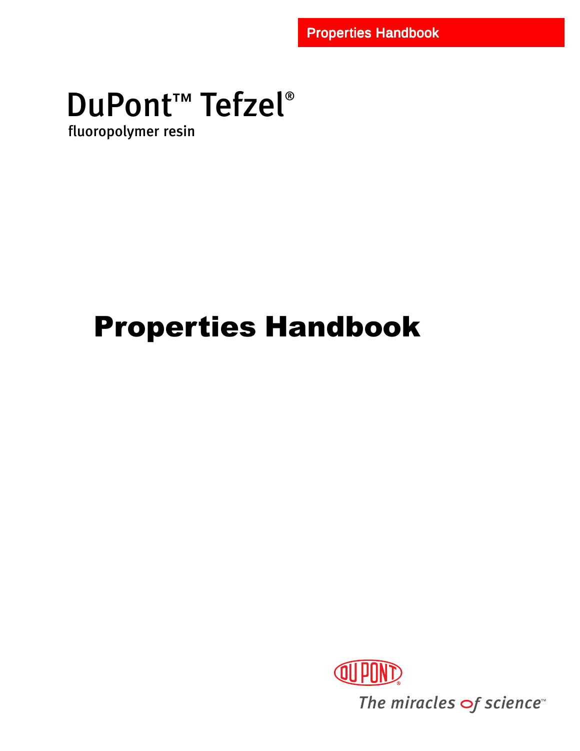Properties Handbook

# DuPont™ Tefzel®

fluoropolymer resin

# Properties Handbook

DUPONT®

*The miracles of science™*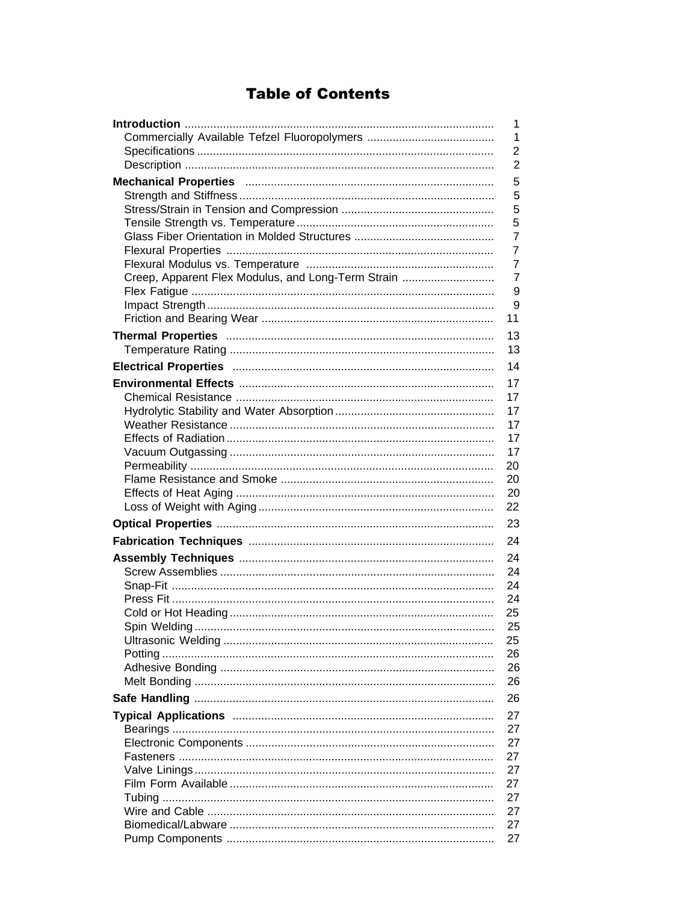# Table of Contents

| | |
|---|---|
| **Introduction** | 1 |
| Commercially Available Tefzel Fluoropolymers | 1 |
| Specifications | 2 |
| Description | 2 |
| **Mechanical Properties** | 5 |
| Strength and Stiffness | 5 |
| Stress/Strain in Tension and Compression | 5 |
| Tensile Strength vs. Temperature | 5 |
| Glass Fiber Orientation in Molded Structures | 7 |
| Flexural Properties | 7 |
| Flexural Modulus vs. Temperature | 7 |
| Creep, Apparent Flex Modulus, and Long-Term Strain | 7 |
| Flex Fatigue | 9 |
| Impact Strength | 9 |
| Friction and Bearing Wear | 11 |
| **Thermal Properties** | 13 |
| Temperature Rating | 13 |
| **Electrical Properties** | 14 |
| **Environmental Effects** | 17 |
| Chemical Resistance | 17 |
| Hydrolytic Stability and Water Absorption | 17 |
| Weather Resistance | 17 |
| Effects of Radiation | 17 |
| Vacuum Outgassing | 17 |
| Permeability | 20 |
| Flame Resistance and Smoke | 20 |
| Effects of Heat Aging | 20 |
| Loss of Weight with Aging | 22 |
| **Optical Properties** | 23 |
| **Fabrication Techniques** | 24 |
| **Assembly Techniques** | 24 |
| Screw Assemblies | 24 |
| Snap-Fit | 24 |
| Press Fit | 24 |
| Cold or Hot Heading | 25 |
| Spin Welding | 25 |
| Ultrasonic Welding | 25 |
| Potting | 26 |
| Adhesive Bonding | 26 |
| Melt Bonding | 26 |
| **Safe Handling** | 26 |
| **Typical Applications** | 27 |
| Bearings | 27 |
| Electronic Components | 27 |
| Fasteners | 27 |
| Valve Linings | 27 |
| Film Form Available | 27 |
| Tubing | 27 |
| Wire and Cable | 27 |
| Biomedical/Labware | 27 |
| Pump Components | 27 |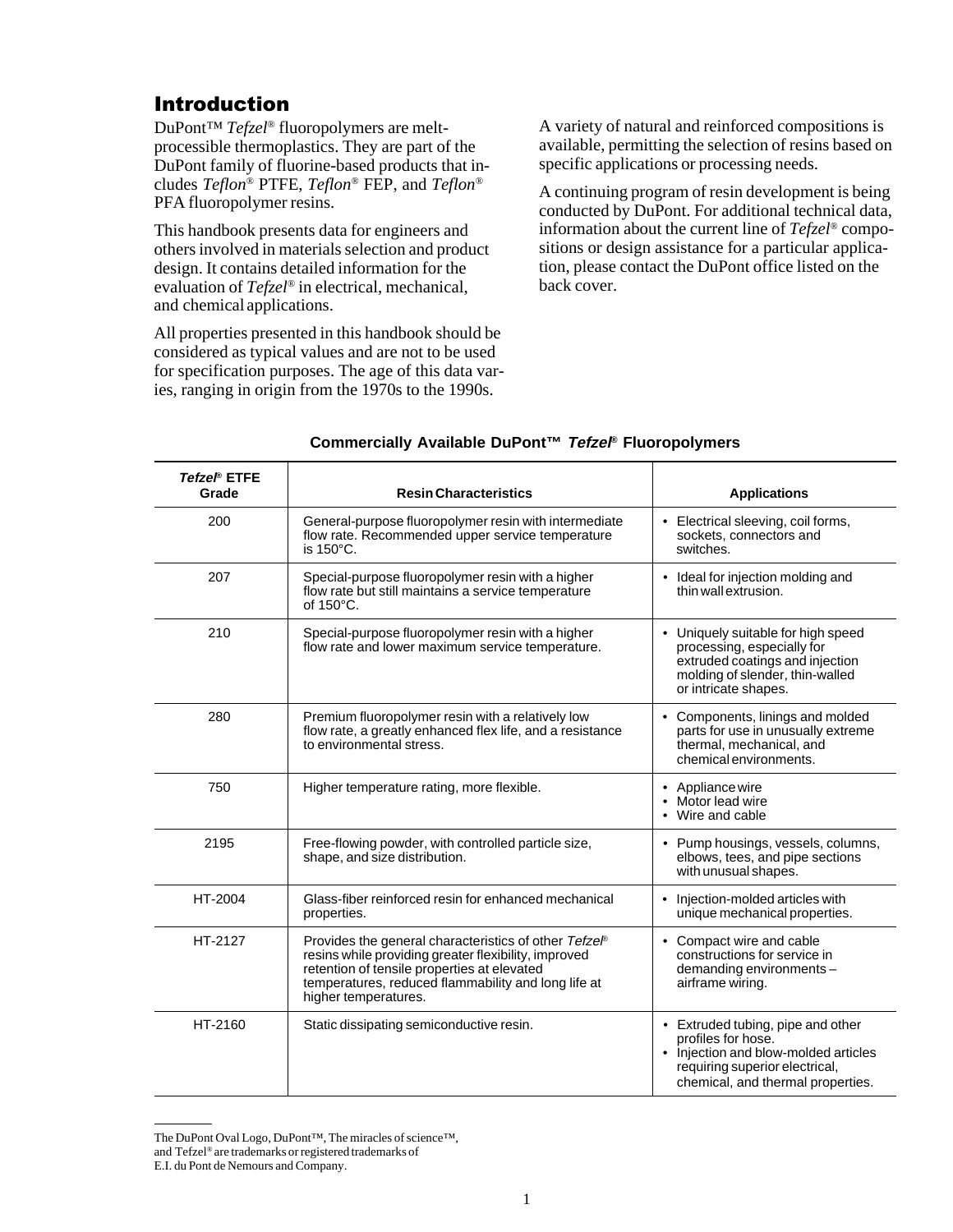## Introduction

DuPont™ *Tefzel®* fluoropolymers are melt-processible thermoplastics. They are part of the DuPont family of fluorine-based products that includes *Teflon®* PTFE, *Teflon®* FEP, and *Teflon®* PFA fluoropolymer resins.

This handbook presents data for engineers and others involved in materials selection and product design. It contains detailed information for the evaluation of *Tefzel®* in electrical, mechanical, and chemical applications.

All properties presented in this handbook should be considered as typical values and are not to be used for specification purposes. The age of this data varies, ranging in origin from the 1970s to the 1990s.

A variety of natural and reinforced compositions is available, permitting the selection of resins based on specific applications or processing needs.

A continuing program of resin development is being conducted by DuPont. For additional technical data, information about the current line of *Tefzel®* compositions or design assistance for a particular application, please contact the DuPont office listed on the back cover.

**Commercially Available DuPont™ *Tefzel®* Fluoropolymers**

| *Tefzel®* ETFE Grade | Resin Characteristics | Applications |
|---|---|---|
| 200 | General-purpose fluoropolymer resin with intermediate flow rate. Recommended upper service temperature is 150°C. | • Electrical sleeving, coil forms, sockets, connectors and switches. |
| 207 | Special-purpose fluoropolymer resin with a higher flow rate but still maintains a service temperature of 150°C. | • Ideal for injection molding and thin wall extrusion. |
| 210 | Special-purpose fluoropolymer resin with a higher flow rate and lower maximum service temperature. | • Uniquely suitable for high speed processing, especially for extruded coatings and injection molding of slender, thin-walled or intricate shapes. |
| 280 | Premium fluoropolymer resin with a relatively low flow rate, a greatly enhanced flex life, and a resistance to environmental stress. | • Components, linings and molded parts for use in unusually extreme thermal, mechanical, and chemical environments. |
| 750 | Higher temperature rating, more flexible. | • Appliance wire • Motor lead wire • Wire and cable |
| 2195 | Free-flowing powder, with controlled particle size, shape, and size distribution. | • Pump housings, vessels, columns, elbows, tees, and pipe sections with unusual shapes. |
| HT-2004 | Glass-fiber reinforced resin for enhanced mechanical properties. | • Injection-molded articles with unique mechanical properties. |
| HT-2127 | Provides the general characteristics of other *Tefzel®* resins while providing greater flexibility, improved retention of tensile properties at elevated temperatures, reduced flammability and long life at higher temperatures. | • Compact wire and cable constructions for service in demanding environments – airframe wiring. |
| HT-2160 | Static dissipating semiconductive resin. | • Extruded tubing, pipe and other profiles for hose. • Injection and blow-molded articles requiring superior electrical, chemical, and thermal properties. |

The DuPont Oval Logo, DuPont™, The miracles of science™, and Tefzel® are trademarks or registered trademarks of E.I. du Pont de Nemours and Company.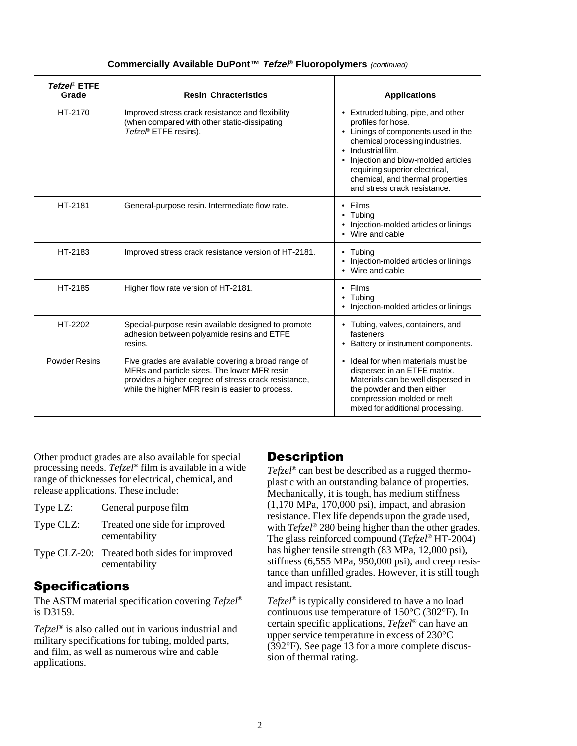**Commercially Available DuPont™ *Tefzel*® Fluoropolymers** *(continued)*

| *Tefzel*® ETFE Grade | Resin Chracteristics | Applications |
|---|---|---|
| HT-2170 | Improved stress crack resistance and flexibility (when compared with other static-dissipating *Tefzel*® ETFE resins). | • Extruded tubing, pipe, and other profiles for hose.<br>• Linings of components used in the chemical processing industries.<br>• Industrial film.<br>• Injection and blow-molded articles requiring superior electrical, chemical, and thermal properties and stress crack resistance. |
| HT-2181 | General-purpose resin. Intermediate flow rate. | • Films<br>• Tubing<br>• Injection-molded articles or linings<br>• Wire and cable |
| HT-2183 | Improved stress crack resistance version of HT-2181. | • Tubing<br>• Injection-molded articles or linings<br>• Wire and cable |
| HT-2185 | Higher flow rate version of HT-2181. | • Films<br>• Tubing<br>• Injection-molded articles or linings |
| HT-2202 | Special-purpose resin available designed to promote adhesion between polyamide resins and ETFE resins. | • Tubing, valves, containers, and fasteners.<br>• Battery or instrument components. |
| Powder Resins | Five grades are available covering a broad range of MFRs and particle sizes. The lower MFR resin provides a higher degree of stress crack resistance, while the higher MFR resin is easier to process. | • Ideal for when materials must be dispersed in an ETFE matrix. Materials can be well dispersed in the powder and then either compression molded or melt mixed for additional processing. |

Other product grades are also available for special processing needs. *Tefzel*® film is available in a wide range of thicknesses for electrical, chemical, and release applications. These include:

- Type LZ: General purpose film
- Type CLZ: Treated one side for improved cementability
- Type CLZ-20: Treated both sides for improved cementability

## Specifications

The ASTM material specification covering *Tefzel*® is D3159.

*Tefzel*® is also called out in various industrial and military specifications for tubing, molded parts, and film, as well as numerous wire and cable applications.

## Description

*Tefzel*® can best be described as a rugged thermoplastic with an outstanding balance of properties. Mechanically, it is tough, has medium stiffness (1,170 MPa, 170,000 psi), impact, and abrasion resistance. Flex life depends upon the grade used, with *Tefzel*® 280 being higher than the other grades. The glass reinforced compound (*Tefzel*® HT-2004) has higher tensile strength (83 MPa, 12,000 psi), stiffness (6,555 MPa, 950,000 psi), and creep resistance than unfilled grades. However, it is still tough and impact resistant.

*Tefzel*® is typically considered to have a no load continuous use temperature of 150°C (302°F). In certain specific applications, *Tefzel*® can have an upper service temperature in excess of 230°C (392°F). See page 13 for a more complete discussion of thermal rating.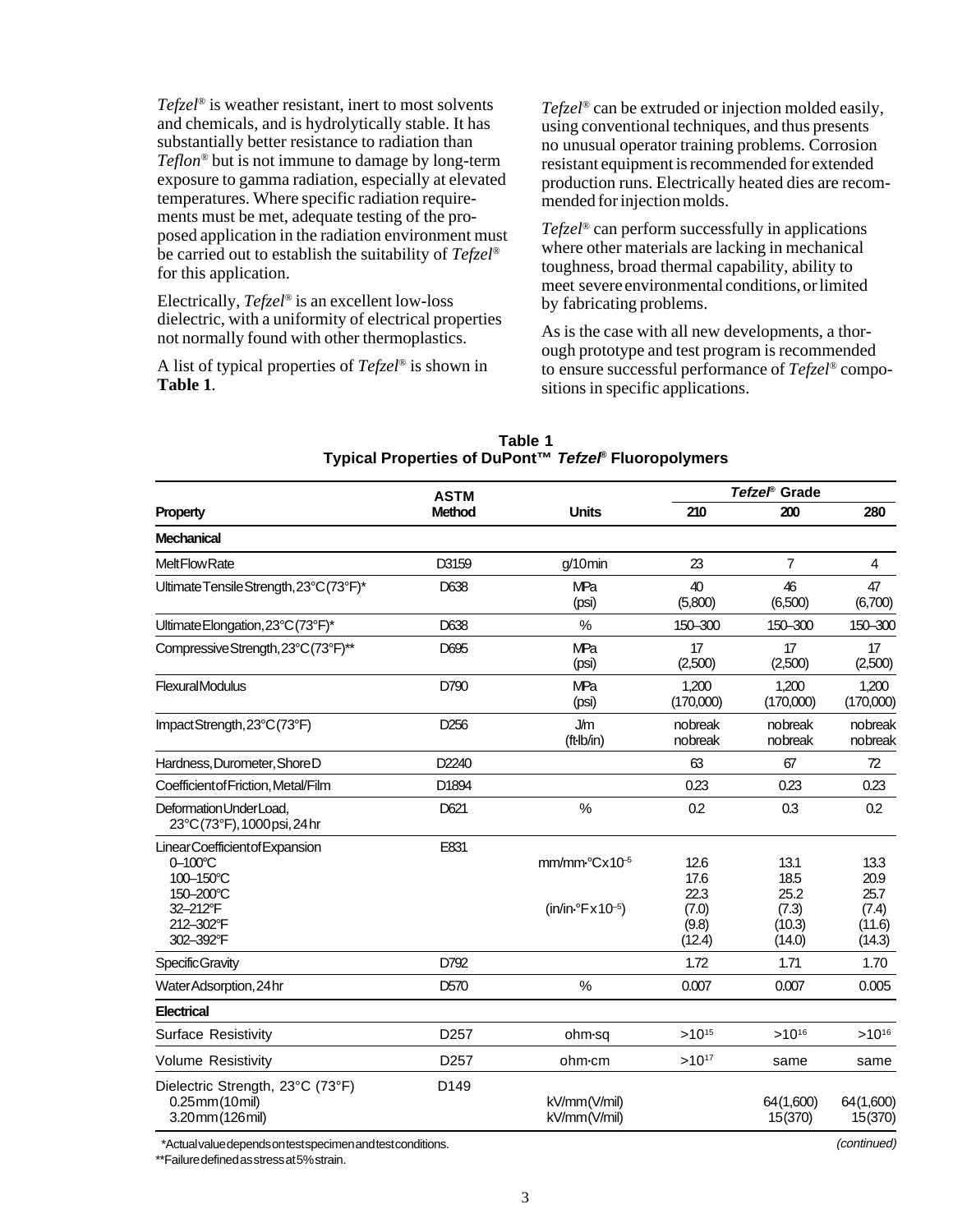*Tefzel*® is weather resistant, inert to most solvents and chemicals, and is hydrolytically stable. It has substantially better resistance to radiation than *Teflon*® but is not immune to damage by long-term exposure to gamma radiation, especially at elevated temperatures. Where specific radiation requirements must be met, adequate testing of the proposed application in the radiation environment must be carried out to establish the suitability of *Tefzel*® for this application.

Electrically, *Tefzel*® is an excellent low-loss dielectric, with a uniformity of electrical properties not normally found with other thermoplastics.

A list of typical properties of *Tefzel*® is shown in **Table 1**.

*Tefzel*® can be extruded or injection molded easily, using conventional techniques, and thus presents no unusual operator training problems. Corrosion resistant equipment is recommended for extended production runs. Electrically heated dies are recommended for injection molds.

*Tefzel*® can perform successfully in applications where other materials are lacking in mechanical toughness, broad thermal capability, ability to meet severe environmental conditions, or limited by fabricating problems.

As is the case with all new developments, a thorough prototype and test program is recommended to ensure successful performance of *Tefzel*® compositions in specific applications.

**Table 1**
**Typical Properties of DuPont™ *Tefzel*® Fluoropolymers**

| Property | ASTM Method | Units | *Tefzel*® Grade 210 | 200 | 280 |
|---|---|---|---|---|---|
| **Mechanical** | | | | | |
| Melt Flow Rate | D3159 | g/10 min | 23 | 7 | 4 |
| Ultimate Tensile Strength, 23°C (73°F)* | D638 | MPa (psi) | 40 (5,800) | 46 (6,500) | 47 (6,700) |
| Ultimate Elongation, 23°C (73°F)* | D638 | % | 150–300 | 150–300 | 150–300 |
| Compressive Strength, 23°C (73°F)** | D695 | MPa (psi) | 17 (2,500) | 17 (2,500) | 17 (2,500) |
| Flexural Modulus | D790 | MPa (psi) | 1,200 (170,000) | 1,200 (170,000) | 1,200 (170,000) |
| Impact Strength, 23°C (73°F) | D256 | J/m (ft·lb/in) | no break no break | no break no break | no break no break |
| Hardness, Durometer, Shore D | D2240 | | 63 | 67 | 72 |
| Coefficient of Friction, Metal/Film | D1894 | | 0.23 | 0.23 | 0.23 |
| Deformation Under Load, 23°C (73°F), 1000 psi, 24 hr | D621 | % | 0.2 | 0.3 | 0.2 |
| Linear Coefficient of Expansion | E831 | | | | |
| 0–100°C | | mm/mm·°C x $10^{-5}$ | 12.6 | 13.1 | 13.3 |
| 100–150°C | | | 17.6 | 18.5 | 20.9 |
| 150–200°C | | | 22.3 | 25.2 | 25.7 |
| 32–212°F | | (in/in·°F x $10^{-5}$) | (7.0) | (7.3) | (7.4) |
| 212–302°F | | | (9.8) | (10.3) | (11.6) |
| 302–392°F | | | (12.4) | (14.0) | (14.3) |
| Specific Gravity | D792 | | 1.72 | 1.71 | 1.70 |
| Water Adsorption, 24 hr | D570 | % | 0.007 | 0.007 | 0.005 |
| **Electrical** | | | | | |
| Surface Resistivity | D257 | ohm·sq | $>10^{15}$ | $>10^{16}$ | $>10^{16}$ |
| Volume Resistivity | D257 | ohm·cm | $>10^{17}$ | same | same |
| Dielectric Strength, 23°C (73°F) | D149 | | | | |
| 0.25 mm (10 mil) | | kV/mm (V/mil) | | 64 (1,600) | 64 (1,600) |
| 3.20 mm (126 mil) | | kV/mm (V/mil) | | 15 (370) | 15 (370) |

\*Actual value depends on test specimen and test conditions.
\*\*Failure defined as stress at 5% strain.

*(continued)*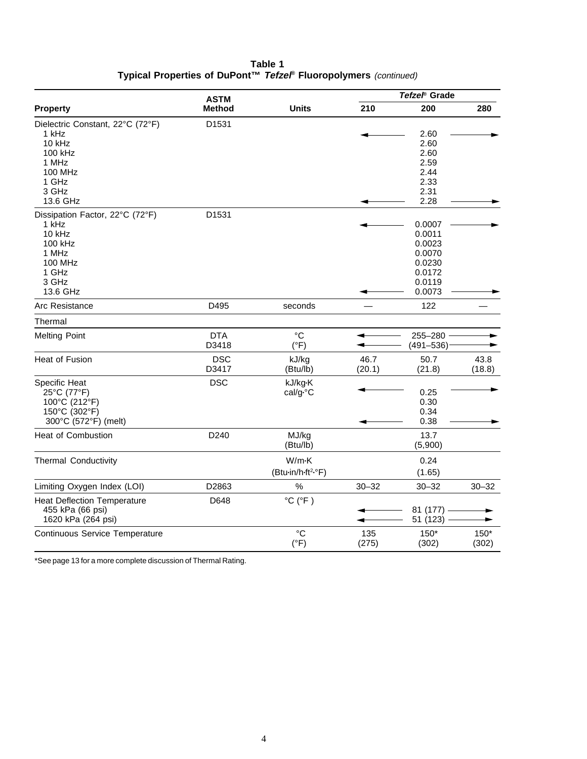**Table 1**
**Typical Properties of DuPont™ *Tefzel*® Fluoropolymers** *(continued)*

| Property | ASTM Method | Units | *Tefzel*® Grade 210 | *Tefzel*® Grade 200 | *Tefzel*® Grade 280 |
|---|---|---|---|---|---|
| Dielectric Constant, 22°C (72°F) | D1531 | | | | |
| 1 kHz | | | ← | 2.60 | → |
| 10 kHz | | | | 2.60 | |
| 100 kHz | | | | 2.60 | |
| 1 MHz | | | | 2.59 | |
| 100 MHz | | | | 2.44 | |
| 1 GHz | | | | 2.33 | |
| 3 GHz | | | | 2.31 | |
| 13.6 GHz | | | ← | 2.28 | → |
| Dissipation Factor, 22°C (72°F) | D1531 | | | | |
| 1 kHz | | | ← | 0.0007 | → |
| 10 kHz | | | | 0.0011 | |
| 100 kHz | | | | 0.0023 | |
| 1 MHz | | | | 0.0070 | |
| 100 MHz | | | | 0.0230 | |
| 1 GHz | | | | 0.0172 | |
| 3 GHz | | | | 0.0119 | |
| 13.6 GHz | | | ← | 0.0073 | → |
| Arc Resistance | D495 | seconds | — | 122 | — |
| Thermal | | | | | |
| Melting Point | DTA D3418 | °C (°F) | ← | 255–280 (491–536) | → |
| Heat of Fusion | DSC D3417 | kJ/kg (Btu/lb) | 46.7 (20.1) | 50.7 (21.8) | 43.8 (18.8) |
| Specific Heat | DSC | kJ/kg·K cal/g·°C | | | |
| 25°C (77°F) | | | ← | 0.25 | → |
| 100°C (212°F) | | | | 0.30 | |
| 150°C (302°F) | | | | 0.34 | |
| 300°C (572°F) (melt) | | | ← | 0.38 | → |
| Heat of Combustion | D240 | MJ/kg (Btu/lb) | | 13.7 (5,900) | |
| Thermal Conductivity | | W/m·K (Btu·in/h·ft$^2$·°F) | | 0.24 (1.65) | |
| Limiting Oxygen Index (LOI) | D2863 | % | 30–32 | 30–32 | 30–32 |
| Heat Deflection Temperature | D648 | °C (°F ) | | | |
| 455 kPa (66 psi) | | | ← | 81 (177) | → |
| 1620 kPa (264 psi) | | | ← | 51 (123) | → |
| Continuous Service Temperature | | °C (°F) | 135 (275) | 150* (302) | 150* (302) |

*See page 13 for a more complete discussion of Thermal Rating.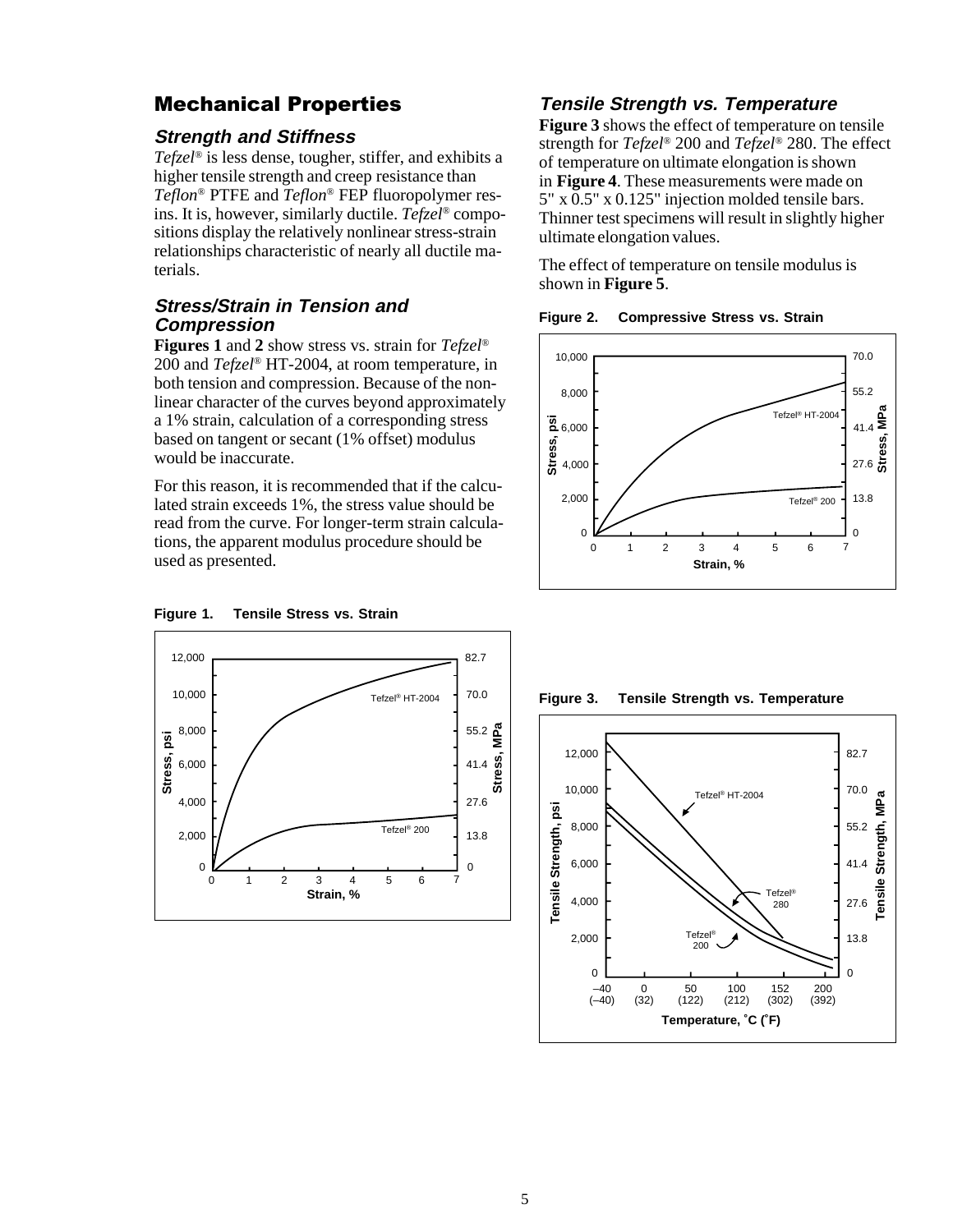## Mechanical Properties

### Strength and Stiffness

*Tefzel*® is less dense, tougher, stiffer, and exhibits a higher tensile strength and creep resistance than *Teflon*® PTFE and *Teflon*® FEP fluoropolymer resins. It is, however, similarly ductile. *Tefzel*® compositions display the relatively nonlinear stress-strain relationships characteristic of nearly all ductile materials.

### Stress/Strain in Tension and Compression

**Figures 1** and **2** show stress vs. strain for *Tefzel*® 200 and *Tefzel*® HT-2004, at room temperature, in both tension and compression. Because of the nonlinear character of the curves beyond approximately a 1% strain, calculation of a corresponding stress based on tangent or secant (1% offset) modulus would be inaccurate.

For this reason, it is recommended that if the calculated strain exceeds 1%, the stress value should be read from the curve. For longer-term strain calculations, the apparent modulus procedure should be used as presented.

**Figure 1. Tensile Stress vs. Strain**

### Tensile Strength vs. Temperature

**Figure 3** shows the effect of temperature on tensile strength for *Tefzel*® 200 and *Tefzel*® 280. The effect of temperature on ultimate elongation is shown in **Figure 4**. These measurements were made on 5" x 0.5" x 0.125" injection molded tensile bars. Thinner test specimens will result in slightly higher ultimate elongation values.

The effect of temperature on tensile modulus is shown in **Figure 5**.

**Figure 2. Compressive Stress vs. Strain**

**Figure 3. Tensile Strength vs. Temperature**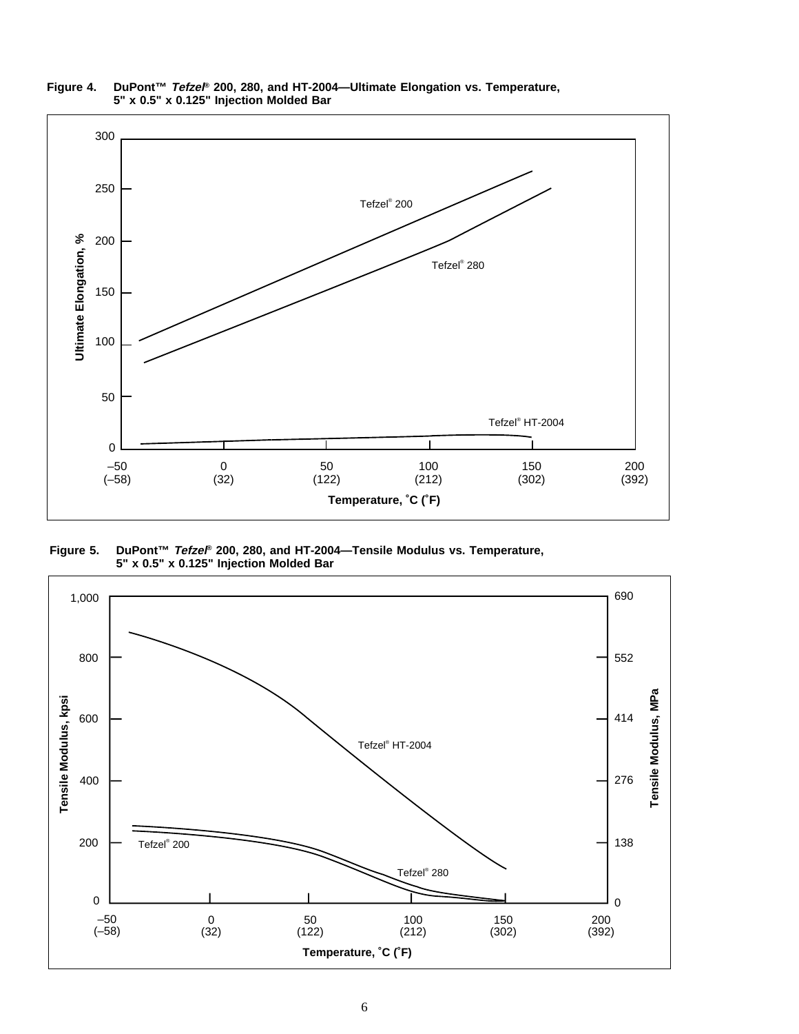**Figure 4. DuPont™ *Tefzel*® 200, 280, and HT-2004—Ultimate Elongation vs. Temperature, 5" x 0.5" x 0.125" Injection Molded Bar**

**Figure 5. DuPont™ *Tefzel*® 200, 280, and HT-2004—Tensile Modulus vs. Temperature, 5" x 0.5" x 0.125" Injection Molded Bar**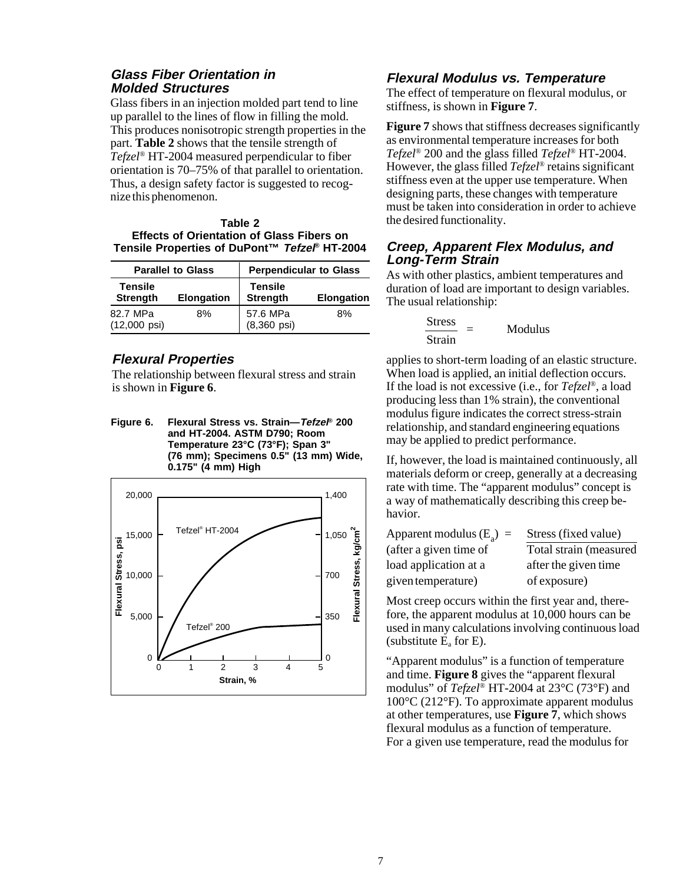### *Glass Fiber Orientation in Molded Structures*

Glass fibers in an injection molded part tend to line up parallel to the lines of flow in filling the mold. This produces nonisotropic strength properties in the part. **Table 2** shows that the tensile strength of *Tefzel*® HT-2004 measured perpendicular to fiber orientation is 70–75% of that parallel to orientation. Thus, a design safety factor is suggested to recognize this phenomenon.

**Table 2**
**Effects of Orientation of Glass Fibers on Tensile Properties of DuPont™ *Tefzel*® HT-2004**

| Parallel to Glass | | Perpendicular to Glass | |
|---|---|---|---|
| **Tensile Strength** | **Elongation** | **Tensile Strength** | **Elongation** |
| 82.7 MPa (12,000 psi) | 8% | 57.6 MPa (8,360 psi) | 8% |

### *Flexural Properties*

The relationship between flexural stress and strain is shown in **Figure 6**.

**Figure 6. Flexural Stress vs. Strain—*Tefzel*® 200 and HT-2004. ASTM D790; Room Temperature 23°C (73°F); Span 3" (76 mm); Specimens 0.5" (13 mm) Wide, 0.175" (4 mm) High**

### *Flexural Modulus vs. Temperature*

The effect of temperature on flexural modulus, or stiffness, is shown in **Figure 7**.

**Figure 7** shows that stiffness decreases significantly as environmental temperature increases for both *Tefzel*® 200 and the glass filled *Tefzel*® HT-2004. However, the glass filled *Tefzel*® retains significant stiffness even at the upper use temperature. When designing parts, these changes with temperature must be taken into consideration in order to achieve the desired functionality.

### *Creep, Apparent Flex Modulus, and Long-Term Strain*

As with other plastics, ambient temperatures and duration of load are important to design variables. The usual relationship:

$$\frac{\text{Stress}}{\text{Strain}} = \text{Modulus}$$

applies to short-term loading of an elastic structure. When load is applied, an initial deflection occurs. If the load is not excessive (i.e., for *Tefzel*®, a load producing less than 1% strain), the conventional modulus figure indicates the correct stress-strain relationship, and standard engineering equations may be applied to predict performance.

If, however, the load is maintained continuously, all materials deform or creep, generally at a decreasing rate with time. The "apparent modulus" concept is a way of mathematically describing this creep behavior.

$$\text{Apparent modulus } (E_a) = \frac{\text{Stress (fixed value)}}{\text{Total strain (measured after the given time of exposure)}}$$

(after a given time of load application at a given temperature)

Most creep occurs within the first year and, therefore, the apparent modulus at 10,000 hours can be used in many calculations involving continuous load (substitute $E_a$ for E).

"Apparent modulus" is a function of temperature and time. **Figure 8** gives the "apparent flexural modulus" of *Tefzel*® HT-2004 at 23°C (73°F) and 100°C (212°F). To approximate apparent modulus at other temperatures, use **Figure 7**, which shows flexural modulus as a function of temperature. For a given use temperature, read the modulus for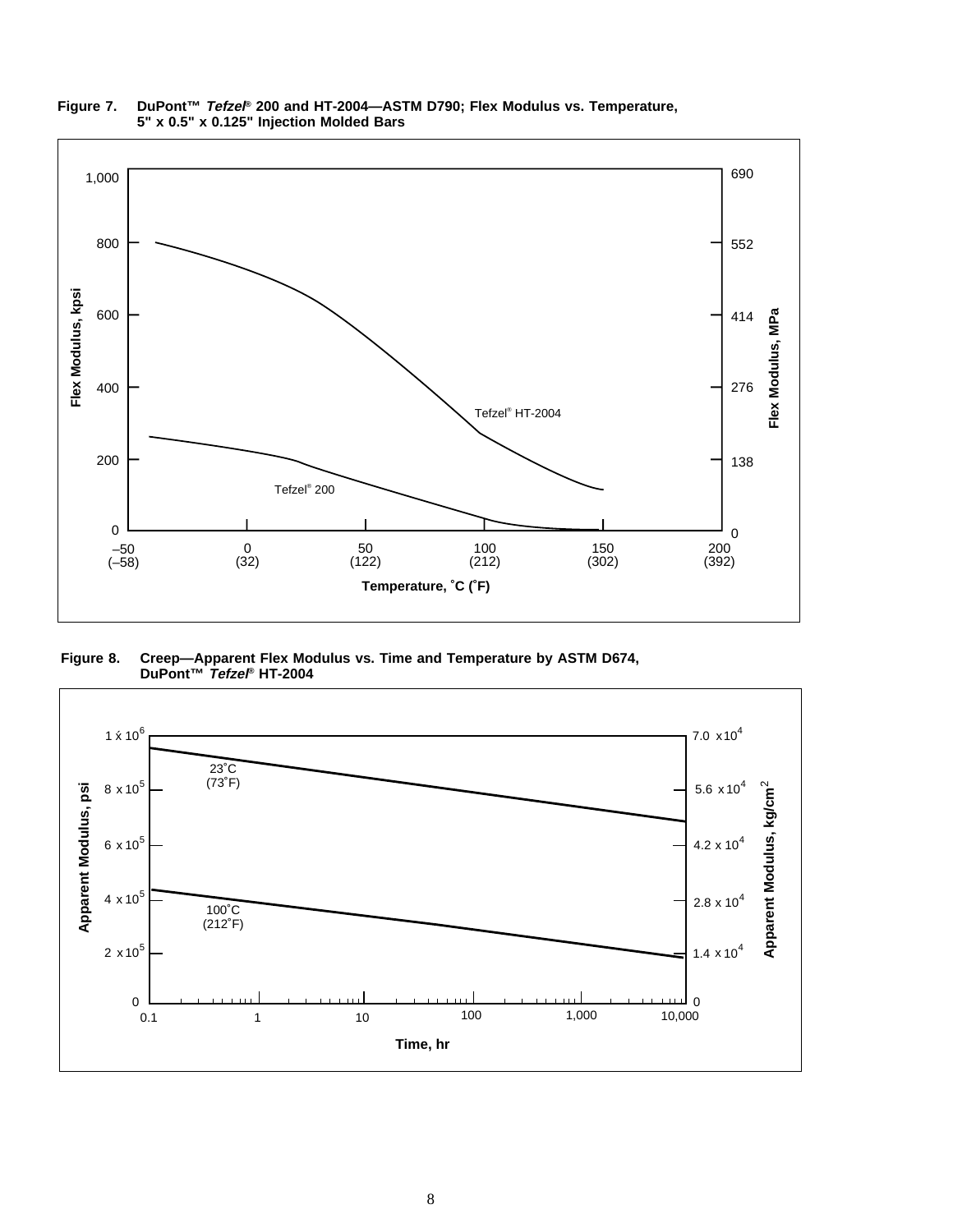**Figure 7. DuPont™ *Tefzel*® 200 and HT-2004—ASTM D790; Flex Modulus vs. Temperature, 5" x 0.5" x 0.125" Injection Molded Bars**

**Figure 8. Creep—Apparent Flex Modulus vs. Time and Temperature by ASTM D674, DuPont™ *Tefzel*® HT-2004**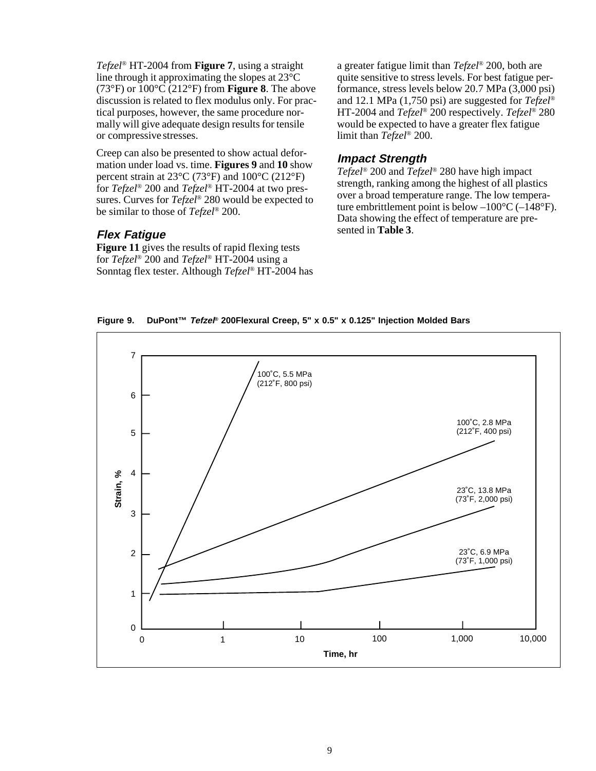*Tefzel*® HT-2004 from **Figure 7**, using a straight line through it approximating the slopes at 23°C (73°F) or 100°C (212°F) from **Figure 8**. The above discussion is related to flex modulus only. For practical purposes, however, the same procedure normally will give adequate design results for tensile or compressive stresses.

Creep can also be presented to show actual deformation under load vs. time. **Figures 9** and **10** show percent strain at 23°C (73°F) and 100°C (212°F) for *Tefzel*® 200 and *Tefzel*® HT-2004 at two pressures. Curves for *Tefzel*® 280 would be expected to be similar to those of *Tefzel*® 200.

### *Flex Fatigue*

**Figure 11** gives the results of rapid flexing tests for *Tefzel*® 200 and *Tefzel*® HT-2004 using a Sonntag flex tester. Although *Tefzel*® HT-2004 has a greater fatigue limit than *Tefzel*® 200, both are quite sensitive to stress levels. For best fatigue performance, stress levels below 20.7 MPa (3,000 psi) and 12.1 MPa (1,750 psi) are suggested for *Tefzel*® HT-2004 and *Tefzel*® 200 respectively. *Tefzel*® 280 would be expected to have a greater flex fatigue limit than *Tefzel*® 200.

### *Impact Strength*

*Tefzel*® 200 and *Tefzel*® 280 have high impact strength, ranking among the highest of all plastics over a broad temperature range. The low temperature embrittlement point is below –100°C (–148°F). Data showing the effect of temperature are presented in **Table 3**.

**Figure 9. DuPont™ *Tefzel*® 200Flexural Creep, 5" x 0.5" x 0.125" Injection Molded Bars**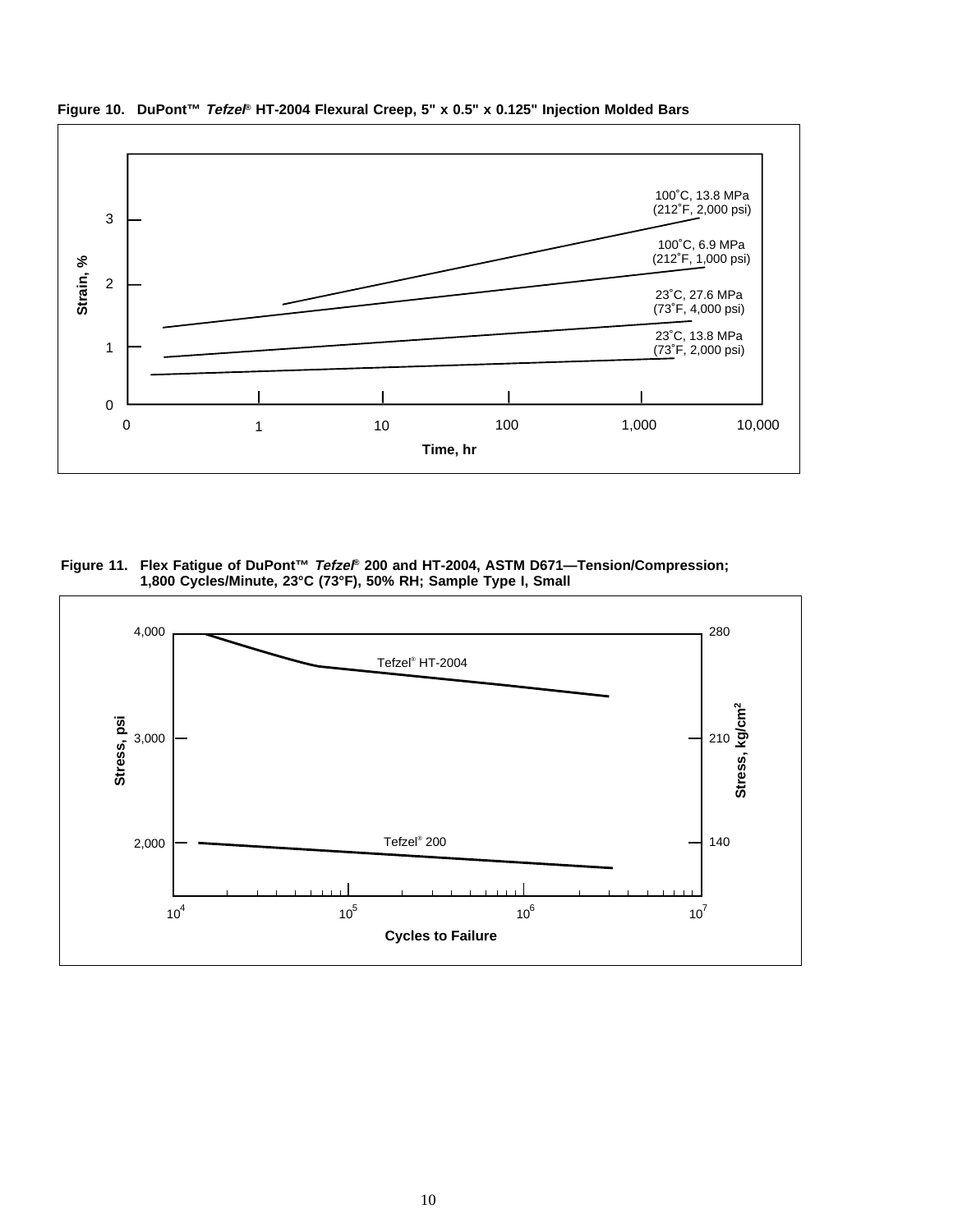**Figure 10. DuPont™ *Tefzel*® HT-2004 Flexural Creep, 5" x 0.5" x 0.125" Injection Molded Bars**

Strain, %

0, 1, 2, 3

Time, hr

0, 1, 10, 100, 1,000, 10,000

100˚C, 13.8 MPa (212˚F, 2,000 psi)

100˚C, 6.9 MPa (212˚F, 1,000 psi)

23˚C, 27.6 MPa (73˚F, 4,000 psi)

23˚C, 13.8 MPa (73˚F, 2,000 psi)

**Figure 11. Flex Fatigue of DuPont™ *Tefzel*® 200 and HT-2004, ASTM D671—Tension/Compression; 1,800 Cycles/Minute, 23°C (73°F), 50% RH; Sample Type I, Small**

Stress, psi

2,000, 3,000, 4,000

Stress, kg/cm²

140, 210, 280

Tefzel® HT-2004

Tefzel® 200

Cycles to Failure

$10^4$, $10^5$, $10^6$, $10^7$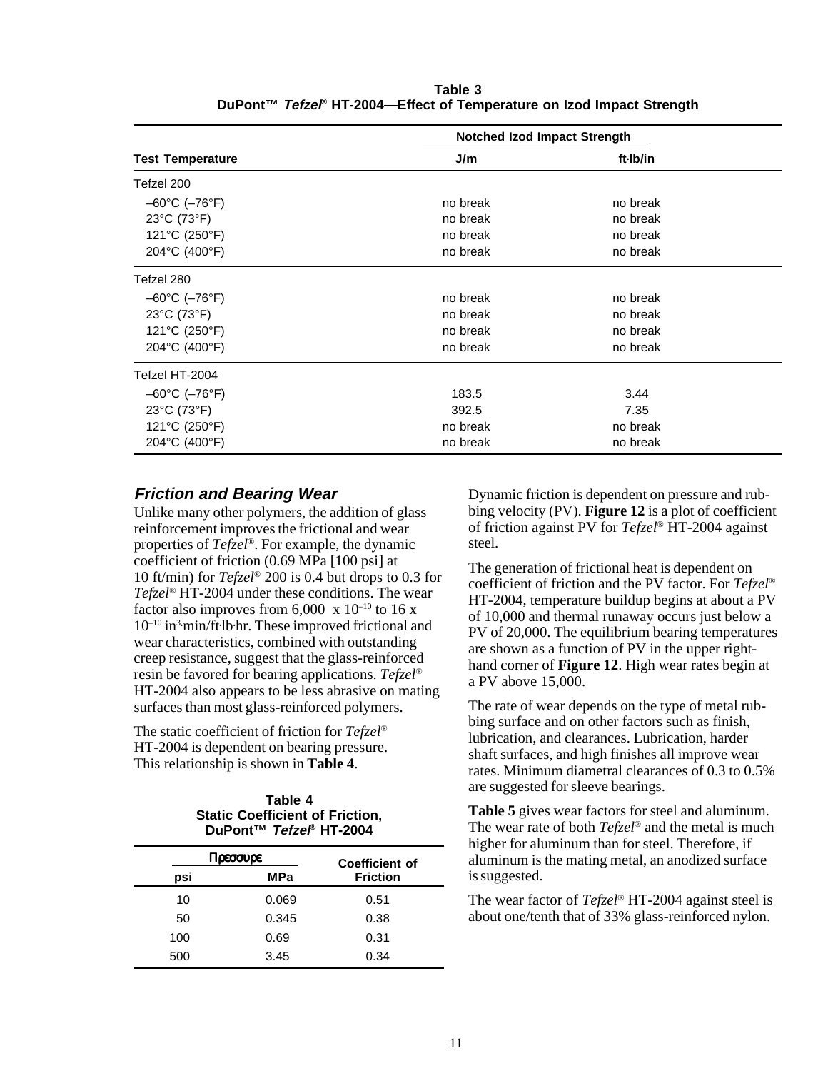**Table 3**
**DuPont™ *Tefzel*® HT-2004—Effect of Temperature on Izod Impact Strength**

| Test Temperature | Notched Izod Impact Strength | |
|---|---|---|
| | J/m | ft·lb/in |
| Tefzel 200 | | |
| –60°C (–76°F) | no break | no break |
| 23°C (73°F) | no break | no break |
| 121°C (250°F) | no break | no break |
| 204°C (400°F) | no break | no break |
| Tefzel 280 | | |
| –60°C (–76°F) | no break | no break |
| 23°C (73°F) | no break | no break |
| 121°C (250°F) | no break | no break |
| 204°C (400°F) | no break | no break |
| Tefzel HT-2004 | | |
| –60°C (–76°F) | 183.5 | 3.44 |
| 23°C (73°F) | 392.5 | 7.35 |
| 121°C (250°F) | no break | no break |
| 204°C (400°F) | no break | no break |

### *Friction and Bearing Wear*

Unlike many other polymers, the addition of glass reinforcement improves the frictional and wear properties of *Tefzel*®. For example, the dynamic coefficient of friction (0.69 MPa [100 psi] at 10 ft/min) for *Tefzel*® 200 is 0.4 but drops to 0.3 for *Tefzel*® HT-2004 under these conditions. The wear factor also improves from $6{,}000 \times 10^{-10}$ to $16 \times 10^{-10}$ $in^3$·min/ft·lb·hr. These improved frictional and wear characteristics, combined with outstanding creep resistance, suggest that the glass-reinforced resin be favored for bearing applications. *Tefzel*® HT-2004 also appears to be less abrasive on mating surfaces than most glass-reinforced polymers.

The static coefficient of friction for *Tefzel*® HT-2004 is dependent on bearing pressure. This relationship is shown in **Table 4**.

**Table 4**
**Static Coefficient of Friction, DuPont™ *Tefzel*® HT-2004**

| Pressure | | Coefficient of Friction |
|---|---|---|
| psi | MPa | |
| 10 | 0.069 | 0.51 |
| 50 | 0.345 | 0.38 |
| 100 | 0.69 | 0.31 |
| 500 | 3.45 | 0.34 |

Dynamic friction is dependent on pressure and rubbing velocity (PV). **Figure 12** is a plot of coefficient of friction against PV for *Tefzel*® HT-2004 against steel.

The generation of frictional heat is dependent on coefficient of friction and the PV factor. For *Tefzel*® HT-2004, temperature buildup begins at about a PV of 10,000 and thermal runaway occurs just below a PV of 20,000. The equilibrium bearing temperatures are shown as a function of PV in the upper right-hand corner of **Figure 12**. High wear rates begin at a PV above 15,000.

The rate of wear depends on the type of metal rubbing surface and on other factors such as finish, lubrication, and clearances. Lubrication, harder shaft surfaces, and high finishes all improve wear rates. Minimum diametral clearances of 0.3 to 0.5% are suggested for sleeve bearings.

**Table 5** gives wear factors for steel and aluminum. The wear rate of both *Tefzel*® and the metal is much higher for aluminum than for steel. Therefore, if aluminum is the mating metal, an anodized surface is suggested.

The wear factor of *Tefzel*® HT-2004 against steel is about one/tenth that of 33% glass-reinforced nylon.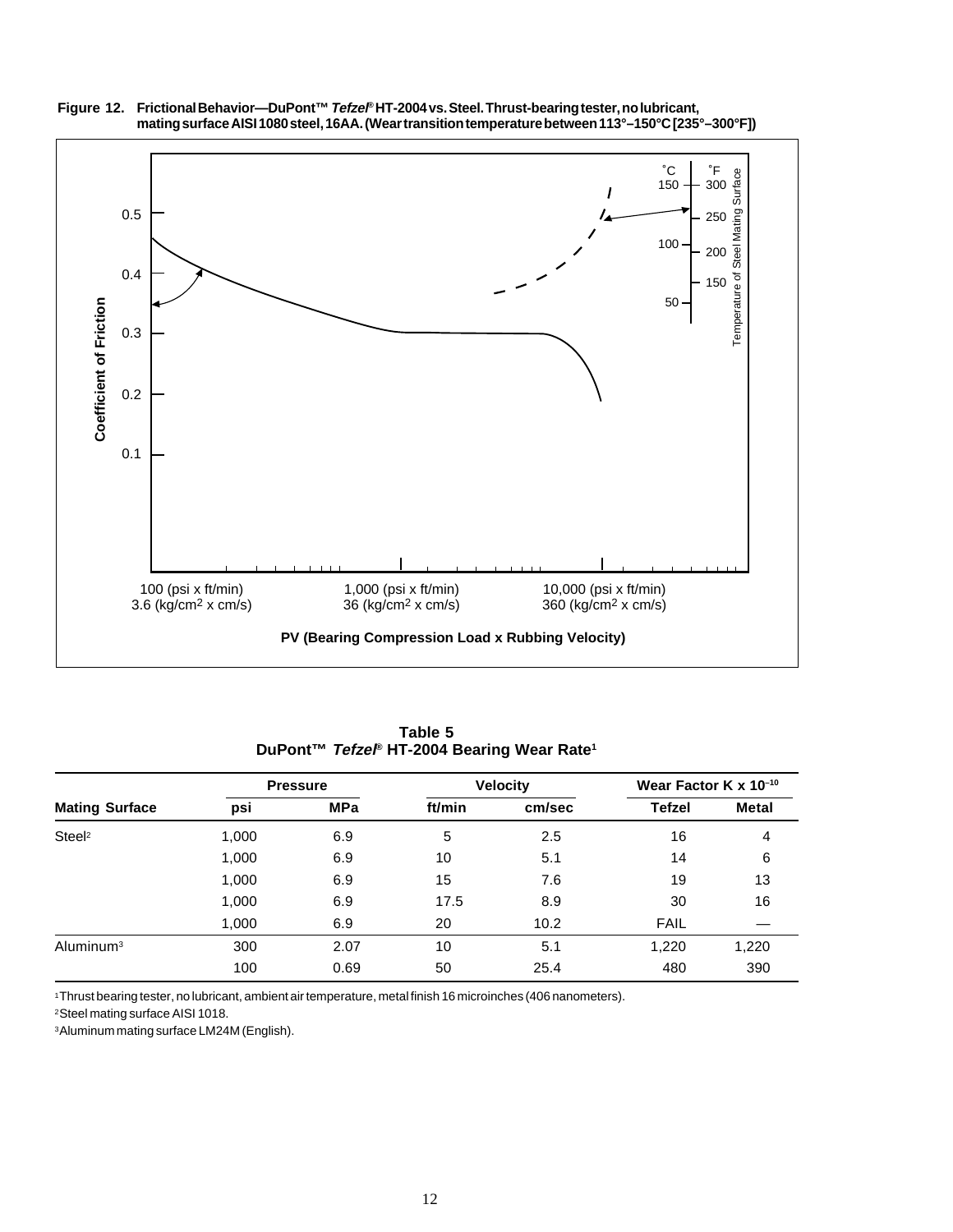**Figure 12. Frictional Behavior—DuPont™ *Tefzel®* HT-2004 vs. Steel. Thrust-bearing tester, no lubricant, mating surface AISI 1080 steel, 16AA. (Wear transition temperature between 113°–150°C [235°–300°F])**

Coefficient of Friction

Temperature of Steel Mating Surface

°C: 50, 100, 150

°F: 150, 200, 250, 300

100 (psi x ft/min)
3.6 (kg/cm² x cm/s)

1,000 (psi x ft/min)
36 (kg/cm² x cm/s)

10,000 (psi x ft/min)
360 (kg/cm² x cm/s)

**PV (Bearing Compression Load x Rubbing Velocity)**

**Table 5**
**DuPont™ *Tefzel®* HT-2004 Bearing Wear Rate[1]**

| Mating Surface | Pressure | | Velocity | | Wear Factor K x $10^{-10}$ | |
|---|---|---|---|---|---|---|
| | psi | MPa | ft/min | cm/sec | Tefzel | Metal |
| Steel[2] | 1,000 | 6.9 | 5 | 2.5 | 16 | 4 |
| | 1,000 | 6.9 | 10 | 5.1 | 14 | 6 |
| | 1,000 | 6.9 | 15 | 7.6 | 19 | 13 |
| | 1,000 | 6.9 | 17.5 | 8.9 | 30 | 16 |
| | 1,000 | 6.9 | 20 | 10.2 | FAIL | — |
| Aluminum[3] | 300 | 2.07 | 10 | 5.1 | 1,220 | 1,220 |
| | 100 | 0.69 | 50 | 25.4 | 480 | 390 |

[1] Thrust bearing tester, no lubricant, ambient air temperature, metal finish 16 microinches (406 nanometers).

[2] Steel mating surface AISI 1018.

[3] Aluminum mating surface LM24M (English).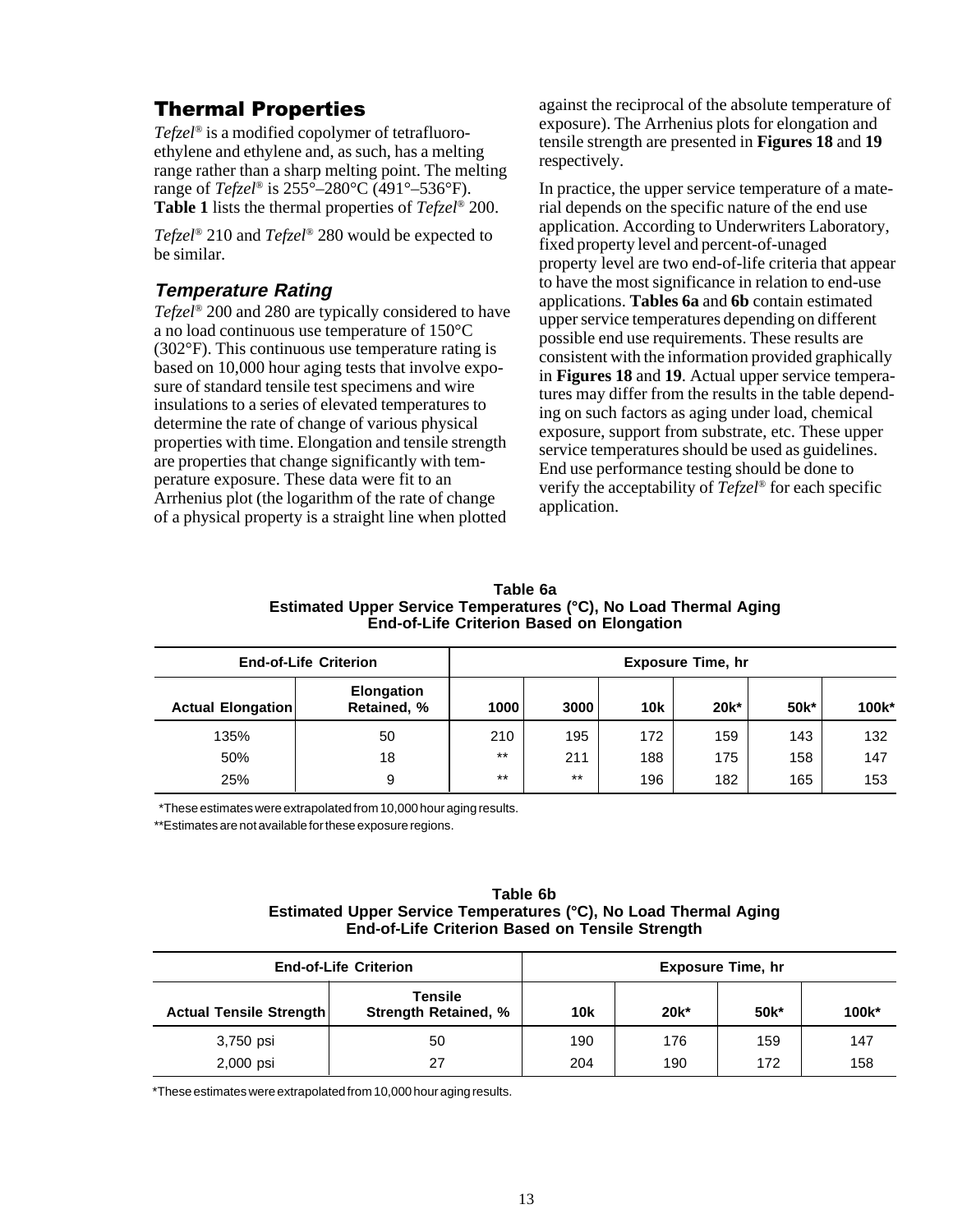## Thermal Properties

*Tefzel*® is a modified copolymer of tetrafluoroethylene and ethylene and, as such, has a melting range rather than a sharp melting point. The melting range of *Tefzel*® is 255°–280°C (491°–536°F). **Table 1** lists the thermal properties of *Tefzel*® 200.

*Tefzel*® 210 and *Tefzel*® 280 would be expected to be similar.

### *Temperature Rating*

*Tefzel*® 200 and 280 are typically considered to have a no load continuous use temperature of 150°C (302°F). This continuous use temperature rating is based on 10,000 hour aging tests that involve exposure of standard tensile test specimens and wire insulations to a series of elevated temperatures to determine the rate of change of various physical properties with time. Elongation and tensile strength are properties that change significantly with temperature exposure. These data were fit to an Arrhenius plot (the logarithm of the rate of change of a physical property is a straight line when plotted against the reciprocal of the absolute temperature of exposure). The Arrhenius plots for elongation and tensile strength are presented in **Figures 18** and **19** respectively.

In practice, the upper service temperature of a material depends on the specific nature of the end use application. According to Underwriters Laboratory, fixed property level and percent-of-unaged property level are two end-of-life criteria that appear to have the most significance in relation to end-use applications. **Tables 6a** and **6b** contain estimated upper service temperatures depending on different possible end use requirements. These results are consistent with the information provided graphically in **Figures 18** and **19**. Actual upper service temperatures may differ from the results in the table depending on such factors as aging under load, chemical exposure, support from substrate, etc. These upper service temperatures should be used as guidelines. End use performance testing should be done to verify the acceptability of *Tefzel*® for each specific application.

**Table 6a**
**Estimated Upper Service Temperatures (°C), No Load Thermal Aging**
**End-of-Life Criterion Based on Elongation**

| End-of-Life Criterion | | Exposure Time, hr | | | | | |
|---|---|---|---|---|---|---|---|
| Actual Elongation | Elongation Retained, % | 1000 | 3000 | 10k | 20k* | 50k* | 100k* |
| 135% | 50 | 210 | 195 | 172 | 159 | 143 | 132 |
| 50% | 18 | ** | 211 | 188 | 175 | 158 | 147 |
| 25% | 9 | ** | ** | 196 | 182 | 165 | 153 |

*These estimates were extrapolated from 10,000 hour aging results.

**Estimates are not available for these exposure regions.

**Table 6b**
**Estimated Upper Service Temperatures (°C), No Load Thermal Aging**
**End-of-Life Criterion Based on Tensile Strength**

| End-of-Life Criterion | | Exposure Time, hr | | | |
|---|---|---|---|---|---|
| Actual Tensile Strength | Tensile Strength Retained, % | 10k | 20k* | 50k* | 100k* |
| 3,750 psi | 50 | 190 | 176 | 159 | 147 |
| 2,000 psi | 27 | 204 | 190 | 172 | 158 |

*These estimates were extrapolated from 10,000 hour aging results.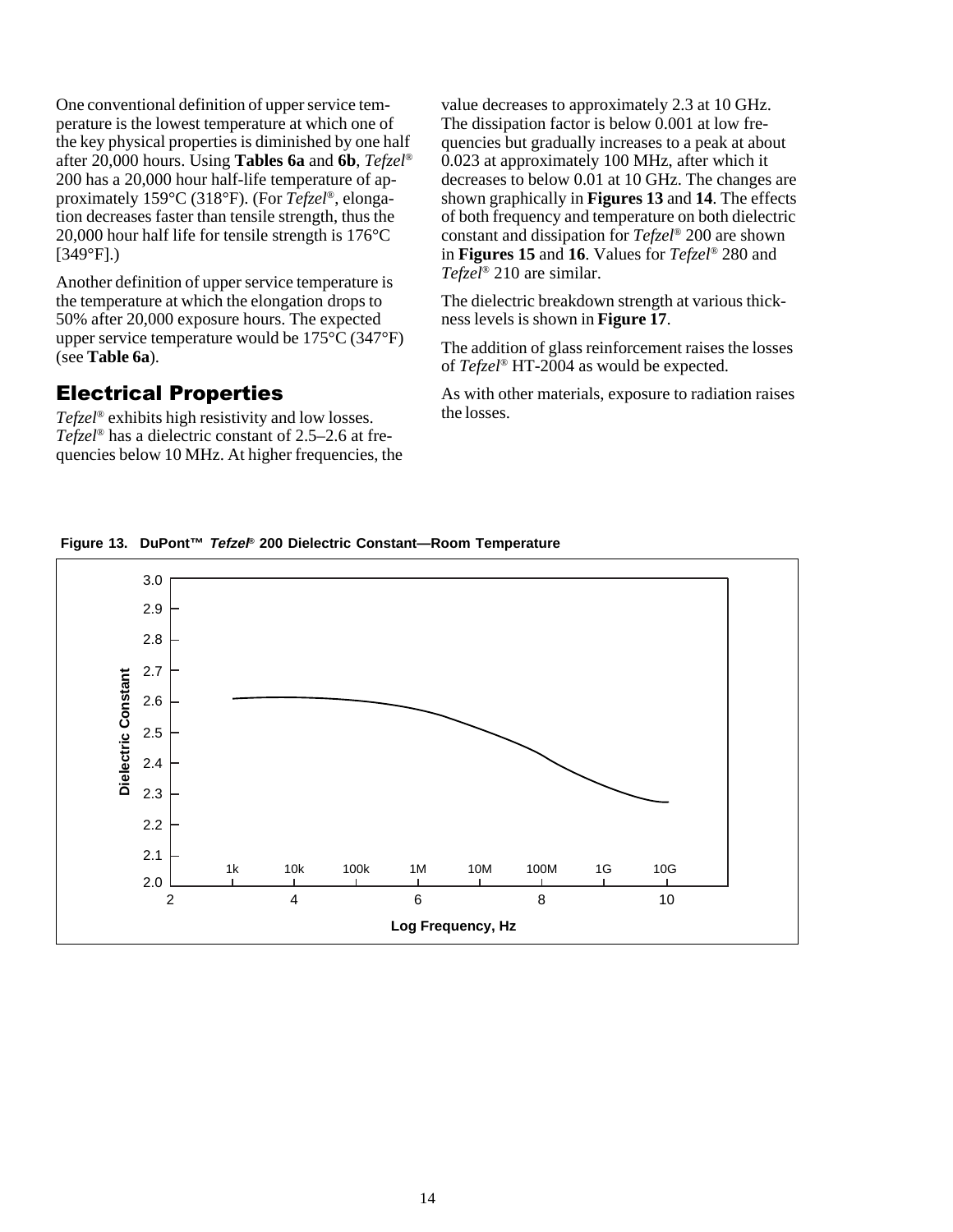One conventional definition of upper service temperature is the lowest temperature at which one of the key physical properties is diminished by one half after 20,000 hours. Using **Tables 6a** and **6b**, *Tefzel*® 200 has a 20,000 hour half-life temperature of approximately 159°C (318°F). (For *Tefzel*®, elongation decreases faster than tensile strength, thus the 20,000 hour half life for tensile strength is 176°C [349°F].)

Another definition of upper service temperature is the temperature at which the elongation drops to 50% after 20,000 exposure hours. The expected upper service temperature would be 175°C (347°F) (see **Table 6a**).

## Electrical Properties

*Tefzel*® exhibits high resistivity and low losses. *Tefzel*® has a dielectric constant of 2.5–2.6 at frequencies below 10 MHz. At higher frequencies, the value decreases to approximately 2.3 at 10 GHz. The dissipation factor is below 0.001 at low frequencies but gradually increases to a peak at about 0.023 at approximately 100 MHz, after which it decreases to below 0.01 at 10 GHz. The changes are shown graphically in **Figures 13** and **14**. The effects of both frequency and temperature on both dielectric constant and dissipation for *Tefzel*® 200 are shown in **Figures 15** and **16**. Values for *Tefzel*® 280 and *Tefzel*® 210 are similar.

The dielectric breakdown strength at various thickness levels is shown in **Figure 17**.

The addition of glass reinforcement raises the losses of *Tefzel*® HT-2004 as would be expected.

As with other materials, exposure to radiation raises the losses.

**Figure 13. DuPont™ *Tefzel*® 200 Dielectric Constant—Room Temperature**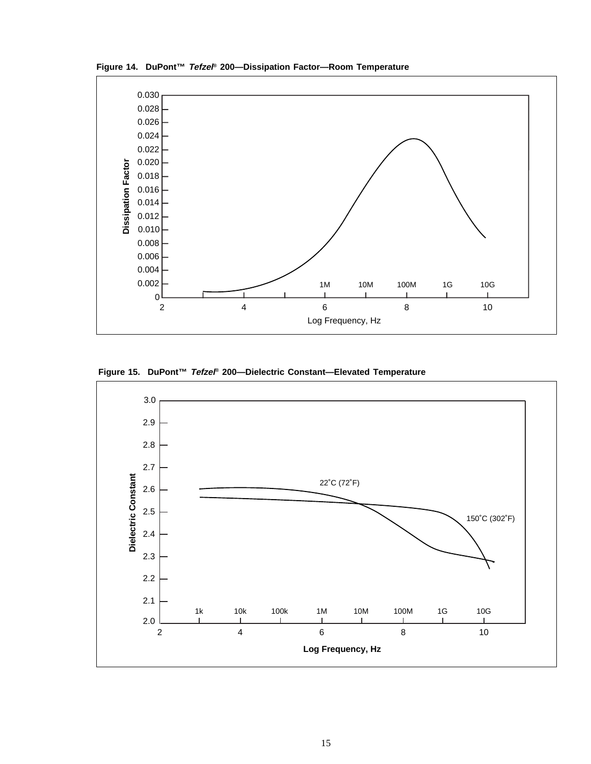**Figure 14. DuPont™ *Tefzel*® 200—Dissipation Factor—Room Temperature**

**Figure 15. DuPont™ *Tefzel*® 200—Dielectric Constant—Elevated Temperature**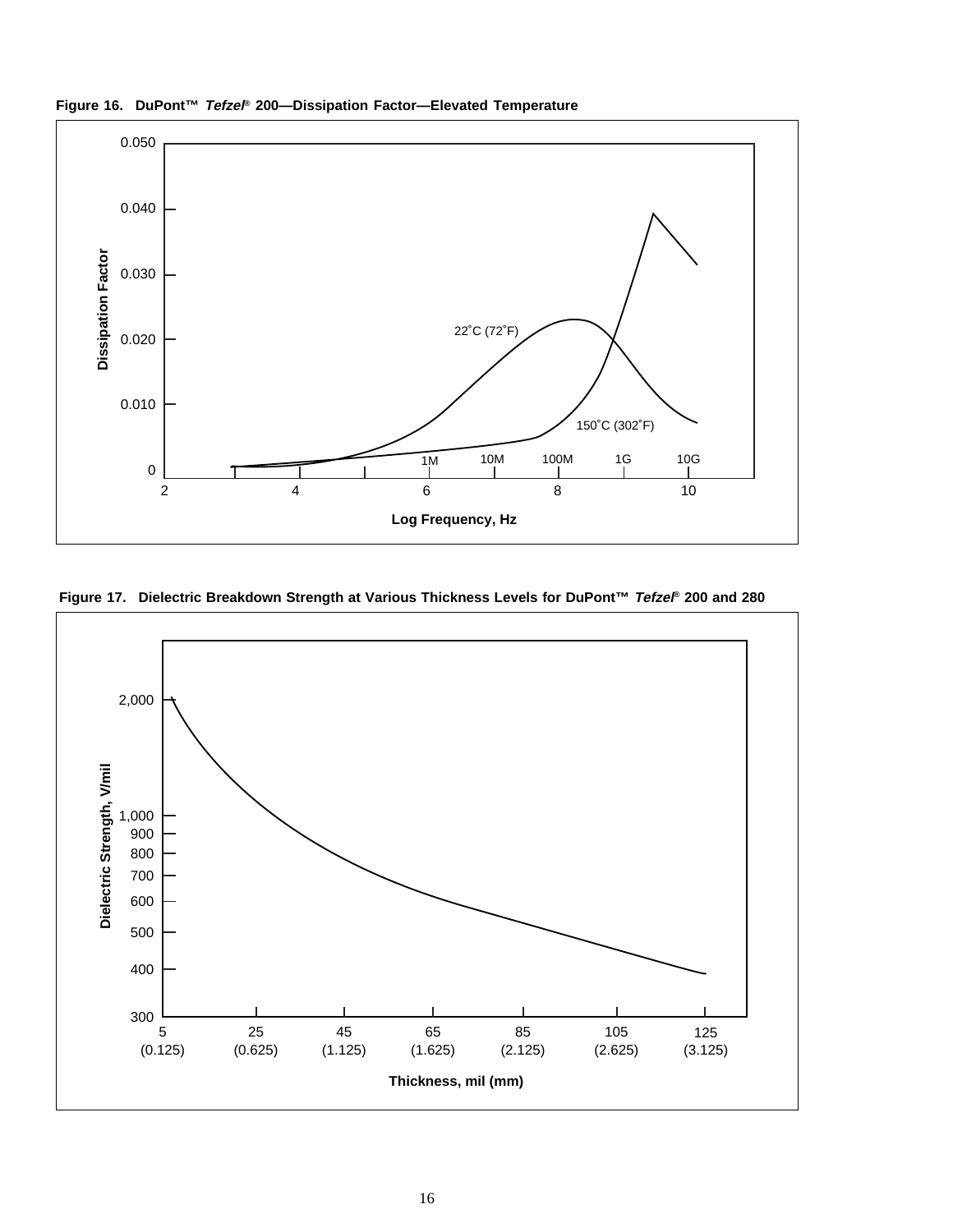**Figure 16. DuPont™ *Tefzel*® 200—Dissipation Factor—Elevated Temperature**

**Figure 17. Dielectric Breakdown Strength at Various Thickness Levels for DuPont™ *Tefzel*® 200 and 280**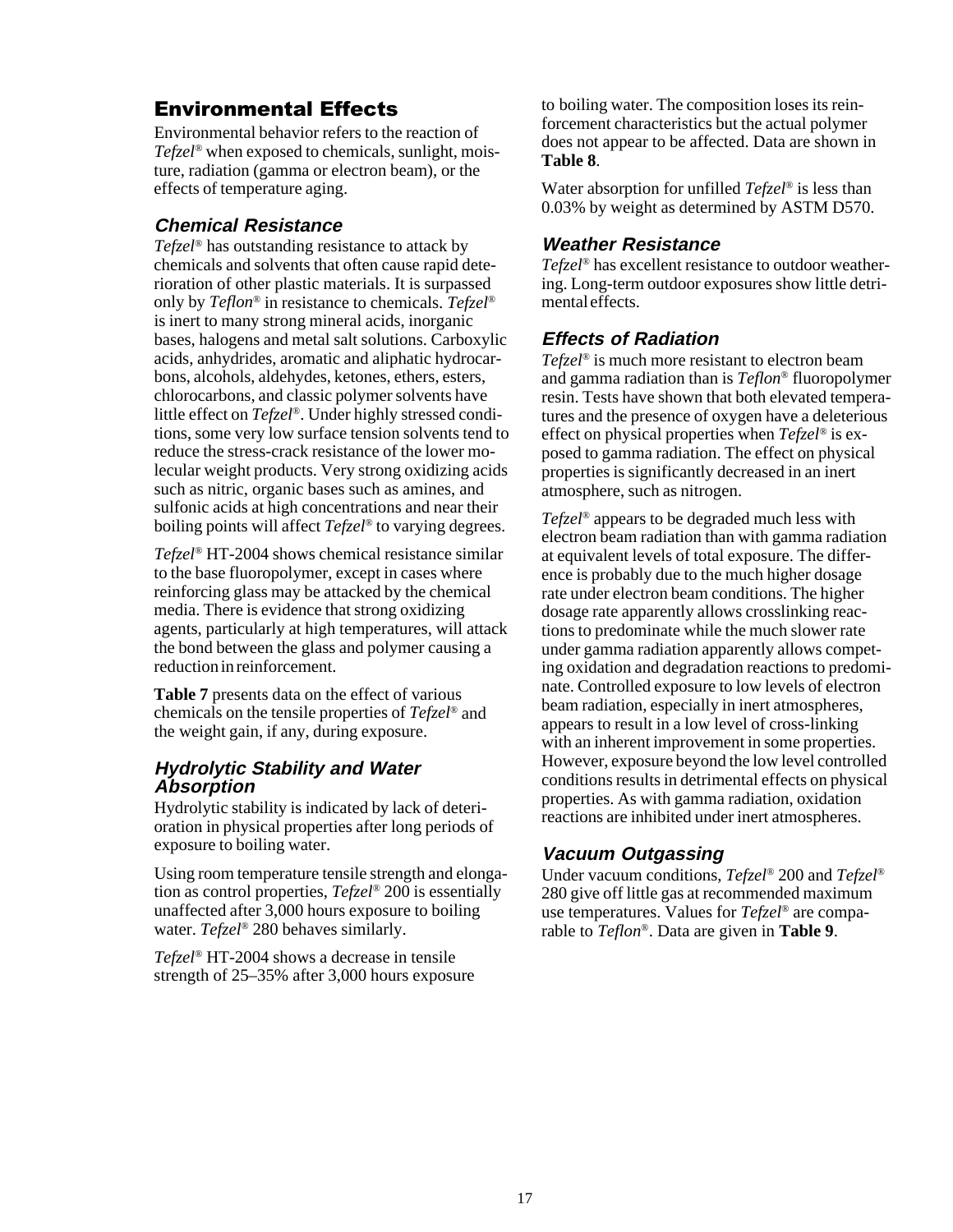## Environmental Effects

Environmental behavior refers to the reaction of *Tefzel*® when exposed to chemicals, sunlight, moisture, radiation (gamma or electron beam), or the effects of temperature aging.

### Chemical Resistance

*Tefzel*® has outstanding resistance to attack by chemicals and solvents that often cause rapid deterioration of other plastic materials. It is surpassed only by *Teflon*® in resistance to chemicals. *Tefzel*® is inert to many strong mineral acids, inorganic bases, halogens and metal salt solutions. Carboxylic acids, anhydrides, aromatic and aliphatic hydrocarbons, alcohols, aldehydes, ketones, ethers, esters, chlorocarbons, and classic polymer solvents have little effect on *Tefzel*®. Under highly stressed conditions, some very low surface tension solvents tend to reduce the stress-crack resistance of the lower molecular weight products. Very strong oxidizing acids such as nitric, organic bases such as amines, and sulfonic acids at high concentrations and near their boiling points will affect *Tefzel*® to varying degrees.

*Tefzel*® HT-2004 shows chemical resistance similar to the base fluoropolymer, except in cases where reinforcing glass may be attacked by the chemical media. There is evidence that strong oxidizing agents, particularly at high temperatures, will attack the bond between the glass and polymer causing a reduction in reinforcement.

**Table 7** presents data on the effect of various chemicals on the tensile properties of *Tefzel*® and the weight gain, if any, during exposure.

### Hydrolytic Stability and Water Absorption

Hydrolytic stability is indicated by lack of deterioration in physical properties after long periods of exposure to boiling water.

Using room temperature tensile strength and elongation as control properties, *Tefzel*® 200 is essentially unaffected after 3,000 hours exposure to boiling water. *Tefzel*® 280 behaves similarly.

*Tefzel*® HT-2004 shows a decrease in tensile strength of 25–35% after 3,000 hours exposure to boiling water. The composition loses its reinforcement characteristics but the actual polymer does not appear to be affected. Data are shown in **Table 8**.

Water absorption for unfilled *Tefzel*® is less than 0.03% by weight as determined by ASTM D570.

### Weather Resistance

*Tefzel*® has excellent resistance to outdoor weathering. Long-term outdoor exposures show little detrimental effects.

### Effects of Radiation

*Tefzel*® is much more resistant to electron beam and gamma radiation than is *Teflon*® fluoropolymer resin. Tests have shown that both elevated temperatures and the presence of oxygen have a deleterious effect on physical properties when *Tefzel*® is exposed to gamma radiation. The effect on physical properties is significantly decreased in an inert atmosphere, such as nitrogen.

*Tefzel*® appears to be degraded much less with electron beam radiation than with gamma radiation at equivalent levels of total exposure. The difference is probably due to the much higher dosage rate under electron beam conditions. The higher dosage rate apparently allows crosslinking reactions to predominate while the much slower rate under gamma radiation apparently allows competing oxidation and degradation reactions to predominate. Controlled exposure to low levels of electron beam radiation, especially in inert atmospheres, appears to result in a low level of cross-linking with an inherent improvement in some properties. However, exposure beyond the low level controlled conditions results in detrimental effects on physical properties. As with gamma radiation, oxidation reactions are inhibited under inert atmospheres.

### Vacuum Outgassing

Under vacuum conditions, *Tefzel*® 200 and *Tefzel*® 280 give off little gas at recommended maximum use temperatures. Values for *Tefzel*® are comparable to *Teflon*®. Data are given in **Table 9**.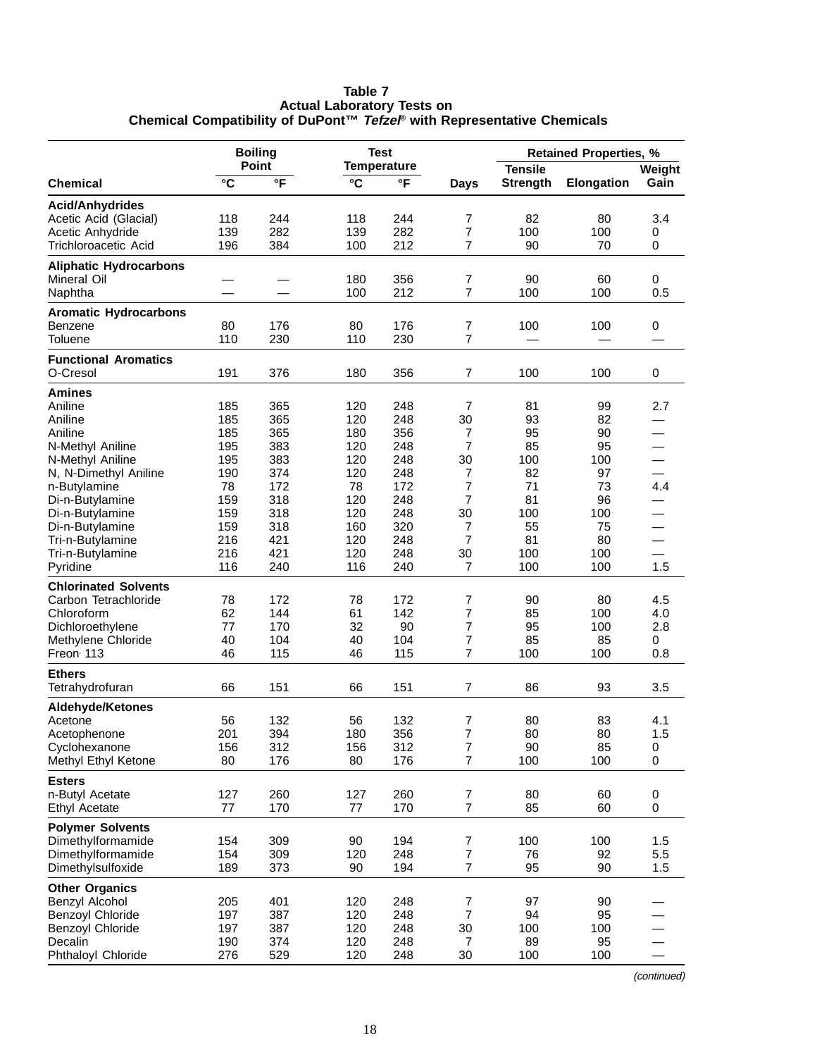**Table 7**
**Actual Laboratory Tests on**
**Chemical Compatibility of DuPont™ *Tefzel*® with Representative Chemicals**

| Chemical | Boiling Point | | Test Temperature | | Days | Retained Properties, % | | |
|---|---|---|---|---|---|---|---|---|
| | °C | °F | °C | °F | | Tensile Strength | Elongation | Weight Gain |
| **Acid/Anhydrides** | | | | | | | | |
| Acetic Acid (Glacial) | 118 | 244 | 118 | 244 | 7 | 82 | 80 | 3.4 |
| Acetic Anhydride | 139 | 282 | 139 | 282 | 7 | 100 | 100 | 0 |
| Trichloroacetic Acid | 196 | 384 | 100 | 212 | 7 | 90 | 70 | 0 |
| **Aliphatic Hydrocarbons** | | | | | | | | |
| Mineral Oil | — | — | 180 | 356 | 7 | 90 | 60 | 0 |
| Naphtha | — | — | 100 | 212 | 7 | 100 | 100 | 0.5 |
| **Aromatic Hydrocarbons** | | | | | | | | |
| Benzene | 80 | 176 | 80 | 176 | 7 | 100 | 100 | 0 |
| Toluene | 110 | 230 | 110 | 230 | 7 | — | — | — |
| **Functional Aromatics** | | | | | | | | |
| O-Cresol | 191 | 376 | 180 | 356 | 7 | 100 | 100 | 0 |
| **Amines** | | | | | | | | |
| Aniline | 185 | 365 | 120 | 248 | 7 | 81 | 99 | 2.7 |
| Aniline | 185 | 365 | 120 | 248 | 30 | 93 | 82 | — |
| Aniline | 185 | 365 | 180 | 356 | 7 | 95 | 90 | — |
| N-Methyl Aniline | 195 | 383 | 120 | 248 | 7 | 85 | 95 | — |
| N-Methyl Aniline | 195 | 383 | 120 | 248 | 30 | 100 | 100 | — |
| N, N-Dimethyl Aniline | 190 | 374 | 120 | 248 | 7 | 82 | 97 | — |
| n-Butylamine | 78 | 172 | 78 | 172 | 7 | 71 | 73 | 4.4 |
| Di-n-Butylamine | 159 | 318 | 120 | 248 | 7 | 81 | 96 | — |
| Di-n-Butylamine | 159 | 318 | 120 | 248 | 30 | 100 | 100 | — |
| Di-n-Butylamine | 159 | 318 | 160 | 320 | 7 | 55 | 75 | — |
| Tri-n-Butylamine | 216 | 421 | 120 | 248 | 7 | 81 | 80 | — |
| Tri-n-Butylamine | 216 | 421 | 120 | 248 | 30 | 100 | 100 | — |
| Pyridine | 116 | 240 | 116 | 240 | 7 | 100 | 100 | 1.5 |
| **Chlorinated Solvents** | | | | | | | | |
| Carbon Tetrachloride | 78 | 172 | 78 | 172 | 7 | 90 | 80 | 4.5 |
| Chloroform | 62 | 144 | 61 | 142 | 7 | 85 | 100 | 4.0 |
| Dichloroethylene | 77 | 170 | 32 | 90 | 7 | 95 | 100 | 2.8 |
| Methylene Chloride | 40 | 104 | 40 | 104 | 7 | 85 | 85 | 0 |
| Freon 113 | 46 | 115 | 46 | 115 | 7 | 100 | 100 | 0.8 |
| **Ethers** | | | | | | | | |
| Tetrahydrofuran | 66 | 151 | 66 | 151 | 7 | 86 | 93 | 3.5 |
| **Aldehyde/Ketones** | | | | | | | | |
| Acetone | 56 | 132 | 56 | 132 | 7 | 80 | 83 | 4.1 |
| Acetophenone | 201 | 394 | 180 | 356 | 7 | 80 | 80 | 1.5 |
| Cyclohexanone | 156 | 312 | 156 | 312 | 7 | 90 | 85 | 0 |
| Methyl Ethyl Ketone | 80 | 176 | 80 | 176 | 7 | 100 | 100 | 0 |
| **Esters** | | | | | | | | |
| n-Butyl Acetate | 127 | 260 | 127 | 260 | 7 | 80 | 60 | 0 |
| Ethyl Acetate | 77 | 170 | 77 | 170 | 7 | 85 | 60 | 0 |
| **Polymer Solvents** | | | | | | | | |
| Dimethylformamide | 154 | 309 | 90 | 194 | 7 | 100 | 100 | 1.5 |
| Dimethylformamide | 154 | 309 | 120 | 248 | 7 | 76 | 92 | 5.5 |
| Dimethylsulfoxide | 189 | 373 | 90 | 194 | 7 | 95 | 90 | 1.5 |
| **Other Organics** | | | | | | | | |
| Benzyl Alcohol | 205 | 401 | 120 | 248 | 7 | 97 | 90 | — |
| Benzoyl Chloride | 197 | 387 | 120 | 248 | 7 | 94 | 95 | — |
| Benzoyl Chloride | 197 | 387 | 120 | 248 | 30 | 100 | 100 | — |
| Decalin | 190 | 374 | 120 | 248 | 7 | 89 | 95 | — |
| Phthaloyl Chloride | 276 | 529 | 120 | 248 | 30 | 100 | 100 | — |

*(continued)*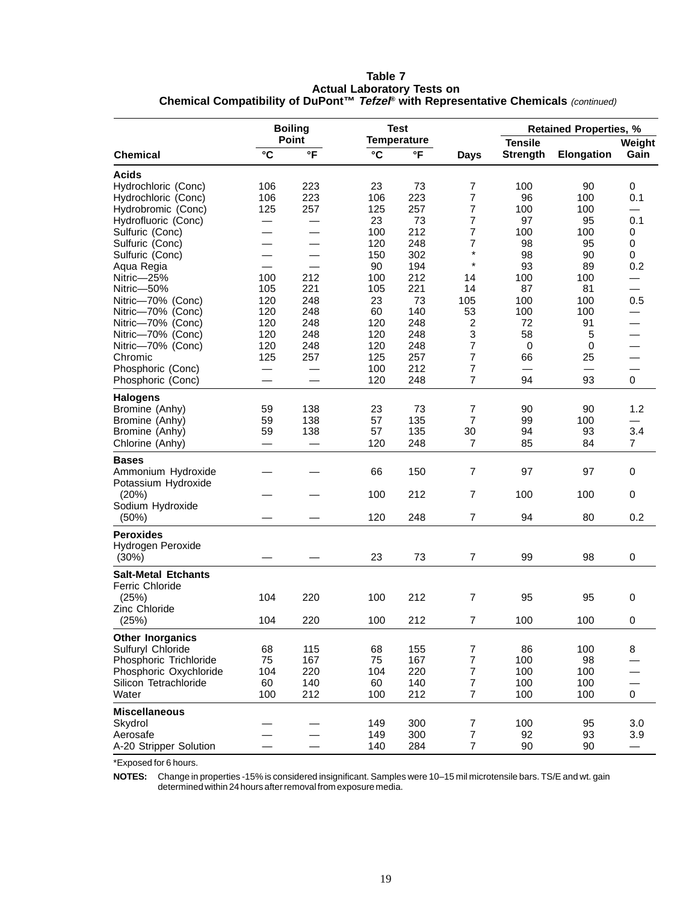**Table 7**
**Actual Laboratory Tests on**
**Chemical Compatibility of DuPont™ *Tefzel*® with Representative Chemicals** *(continued)*

| Chemical | Boiling Point °C | Boiling Point °F | Test Temperature °C | Test Temperature °F | Days | Retained Properties, % Tensile Strength | Retained Properties, % Elongation | Retained Properties, % Weight Gain |
|---|---|---|---|---|---|---|---|---|
| **Acids** | | | | | | | | |
| Hydrochloric (Conc) | 106 | 223 | 23 | 73 | 7 | 100 | 90 | 0 |
| Hydrochloric (Conc) | 106 | 223 | 106 | 223 | 7 | 96 | 100 | 0.1 |
| Hydrobromic (Conc) | 125 | 257 | 125 | 257 | 7 | 100 | 100 | — |
| Hydrofluoric (Conc) | — | — | 23 | 73 | 7 | 97 | 95 | 0.1 |
| Sulfuric (Conc) | — | — | 100 | 212 | 7 | 100 | 100 | 0 |
| Sulfuric (Conc) | — | — | 120 | 248 | 7 | 98 | 95 | 0 |
| Sulfuric (Conc) | — | — | 150 | 302 | * | 98 | 90 | 0 |
| Aqua Regia | — | — | 90 | 194 | * | 93 | 89 | 0.2 |
| Nitric—25% | 100 | 212 | 100 | 212 | 14 | 100 | 100 | — |
| Nitric—50% | 105 | 221 | 105 | 221 | 14 | 87 | 81 | — |
| Nitric—70% (Conc) | 120 | 248 | 23 | 73 | 105 | 100 | 100 | 0.5 |
| Nitric—70% (Conc) | 120 | 248 | 60 | 140 | 53 | 100 | 100 | — |
| Nitric—70% (Conc) | 120 | 248 | 120 | 248 | 2 | 72 | 91 | — |
| Nitric—70% (Conc) | 120 | 248 | 120 | 248 | 3 | 58 | 5 | — |
| Nitric—70% (Conc) | 120 | 248 | 120 | 248 | 7 | 0 | 0 | — |
| Chromic | 125 | 257 | 125 | 257 | 7 | 66 | 25 | — |
| Phosphoric (Conc) | — | — | 100 | 212 | 7 | — | — | — |
| Phosphoric (Conc) | — | — | 120 | 248 | 7 | 94 | 93 | 0 |
| **Halogens** | | | | | | | | |
| Bromine (Anhy) | 59 | 138 | 23 | 73 | 7 | 90 | 90 | 1.2 |
| Bromine (Anhy) | 59 | 138 | 57 | 135 | 7 | 99 | 100 | — |
| Bromine (Anhy) | 59 | 138 | 57 | 135 | 30 | 94 | 93 | 3.4 |
| Chlorine (Anhy) | — | — | 120 | 248 | 7 | 85 | 84 | 7 |
| **Bases** | | | | | | | | |
| Ammonium Hydroxide | — | — | 66 | 150 | 7 | 97 | 97 | 0 |
| Potassium Hydroxide (20%) | — | — | 100 | 212 | 7 | 100 | 100 | 0 |
| Sodium Hydroxide (50%) | — | — | 120 | 248 | 7 | 94 | 80 | 0.2 |
| **Peroxides** | | | | | | | | |
| Hydrogen Peroxide (30%) | — | — | 23 | 73 | 7 | 99 | 98 | 0 |
| **Salt-Metal Etchants** | | | | | | | | |
| Ferric Chloride (25%) | 104 | 220 | 100 | 212 | 7 | 95 | 95 | 0 |
| Zinc Chloride (25%) | 104 | 220 | 100 | 212 | 7 | 100 | 100 | 0 |
| **Other Inorganics** | | | | | | | | |
| Sulfuryl Chloride | 68 | 115 | 68 | 155 | 7 | 86 | 100 | 8 |
| Phosphoric Trichloride | 75 | 167 | 75 | 167 | 7 | 100 | 98 | — |
| Phosphoric Oxychloride | 104 | 220 | 104 | 220 | 7 | 100 | 100 | — |
| Silicon Tetrachloride | 60 | 140 | 60 | 140 | 7 | 100 | 100 | — |
| Water | 100 | 212 | 100 | 212 | 7 | 100 | 100 | 0 |
| **Miscellaneous** | | | | | | | | |
| Skydrol | — | — | 149 | 300 | 7 | 100 | 95 | 3.0 |
| Aerosafe | — | — | 149 | 300 | 7 | 92 | 93 | 3.9 |
| A-20 Stripper Solution | — | — | 140 | 284 | 7 | 90 | 90 | — |

*Exposed for 6 hours.

**NOTES:** Change in properties -15% is considered insignificant. Samples were 10–15 mil microtensile bars. TS/E and wt. gain determined within 24 hours after removal from exposure media.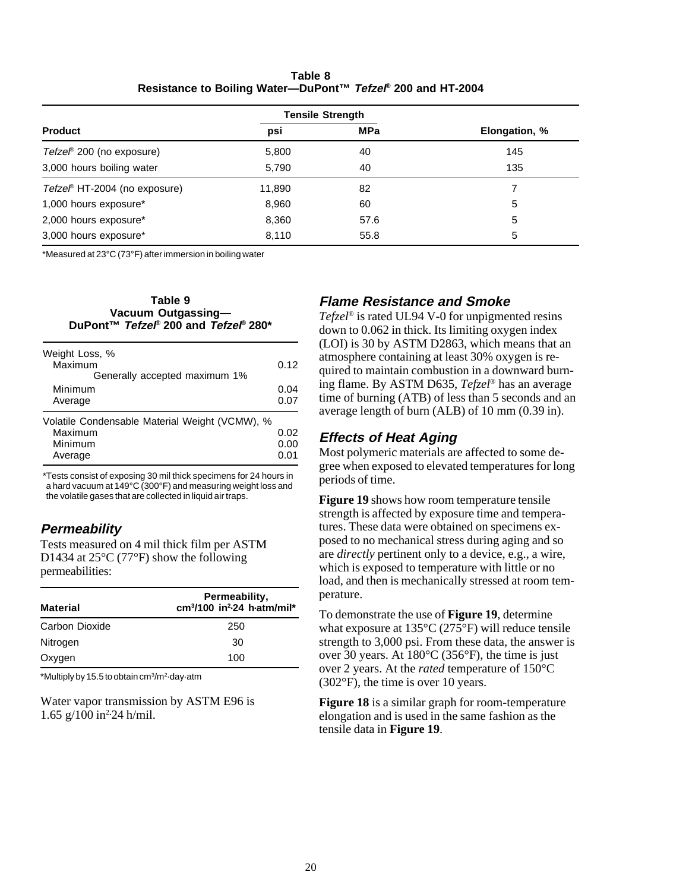**Table 8**
**Resistance to Boiling Water—DuPont™ *Tefzel*® 200 and HT-2004**

| Product | Tensile Strength | | Elongation, % |
|---|---|---|---|
| | psi | MPa | |
| *Tefzel*® 200 (no exposure) | 5,800 | 40 | 145 |
| 3,000 hours boiling water | 5,790 | 40 | 135 |
| *Tefzel*® HT-2004 (no exposure) | 11,890 | 82 | 7 |
| 1,000 hours exposure* | 8,960 | 60 | 5 |
| 2,000 hours exposure* | 8,360 | 57.6 | 5 |
| 3,000 hours exposure* | 8,110 | 55.8 | 5 |

*Measured at 23°C (73°F) after immersion in boiling water

**Table 9**
**Vacuum Outgassing—**
**DuPont™ *Tefzel*® 200 and *Tefzel*® 280***

| | |
|---|---|
| Weight Loss, % | |
| Maximum | 0.12 |
| Generally accepted maximum 1% | |
| Minimum | 0.04 |
| Average | 0.07 |
| Volatile Condensable Material Weight (VCMW), % | |
| Maximum | 0.02 |
| Minimum | 0.00 |
| Average | 0.01 |

*Tests consist of exposing 30 mil thick specimens for 24 hours in a hard vacuum at 149°C (300°F) and measuring weight loss and the volatile gases that are collected in liquid air traps.

## Permeability

Tests measured on 4 mil thick film per ASTM D1434 at 25°C (77°F) show the following permeabilities:

| Material | Permeability, $cm^3/100\ in^2 \cdot 24\ h \cdot atm/mil$* |
|---|---|
| Carbon Dioxide | 250 |
| Nitrogen | 30 |
| Oxygen | 100 |

*Multiply by 15.5 to obtain $cm^3/m^2 \cdot day \cdot atm$

Water vapor transmission by ASTM E96 is 1.65 g/100 $in^2 \cdot 24$ h/mil.

## Flame Resistance and Smoke

*Tefzel*® is rated UL94 V-0 for unpigmented resins down to 0.062 in thick. Its limiting oxygen index (LOI) is 30 by ASTM D2863, which means that an atmosphere containing at least 30% oxygen is required to maintain combustion in a downward burning flame. By ASTM D635, *Tefzel*® has an average time of burning (ATB) of less than 5 seconds and an average length of burn (ALB) of 10 mm (0.39 in).

## Effects of Heat Aging

Most polymeric materials are affected to some degree when exposed to elevated temperatures for long periods of time.

**Figure 19** shows how room temperature tensile strength is affected by exposure time and temperatures. These data were obtained on specimens exposed to no mechanical stress during aging and so are *directly* pertinent only to a device, e.g., a wire, which is exposed to temperature with little or no load, and then is mechanically stressed at room temperature.

To demonstrate the use of **Figure 19**, determine what exposure at 135°C (275°F) will reduce tensile strength to 3,000 psi. From these data, the answer is over 30 years. At 180°C (356°F), the time is just over 2 years. At the *rated* temperature of 150°C (302°F), the time is over 10 years.

**Figure 18** is a similar graph for room-temperature elongation and is used in the same fashion as the tensile data in **Figure 19**.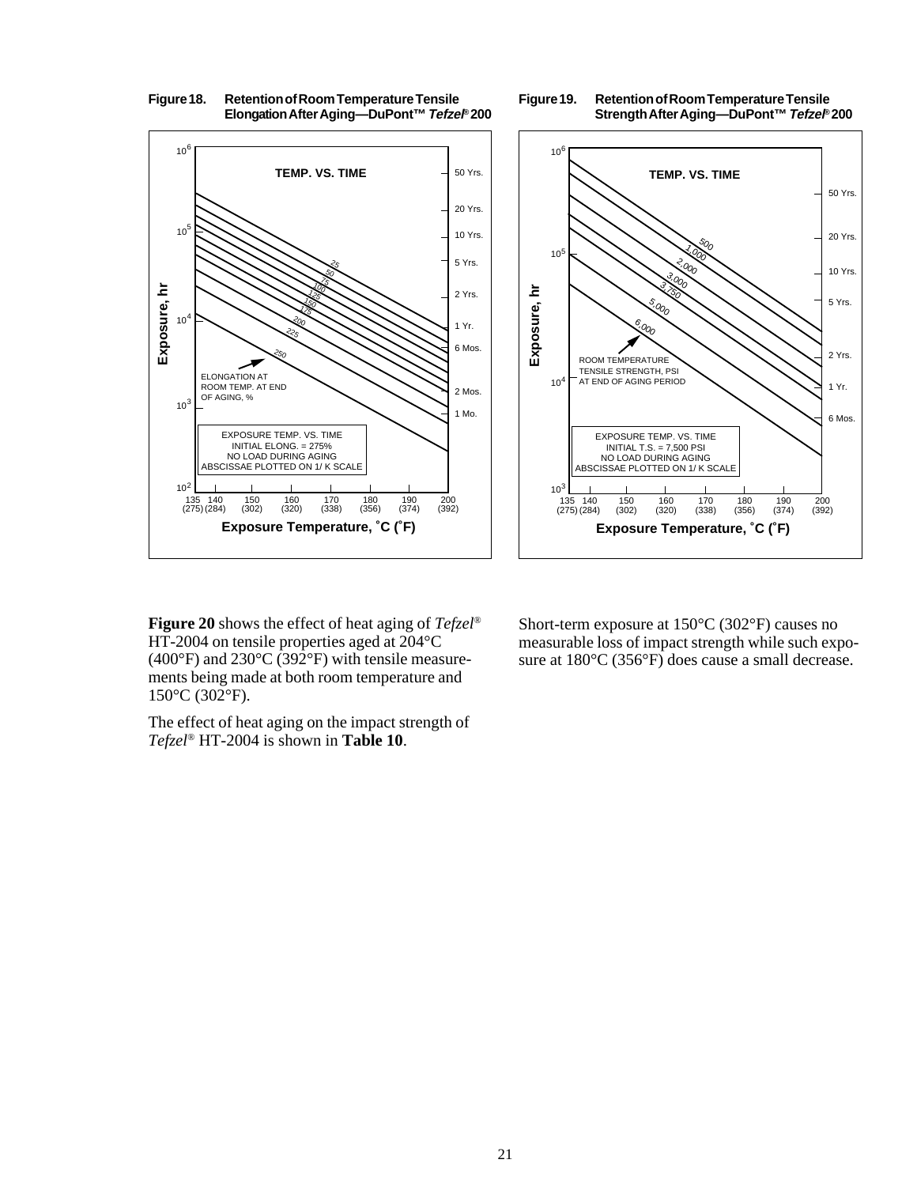**Figure 18. Retention of Room Temperature Tensile Elongation After Aging—DuPont™ *Tefzel*® 200**

**Figure 19. Retention of Room Temperature Tensile Strength After Aging—DuPont™ *Tefzel*® 200**

**Figure 20** shows the effect of heat aging of *Tefzel*® HT-2004 on tensile properties aged at 204°C (400°F) and 230°C (392°F) with tensile measurements being made at both room temperature and 150°C (302°F).

The effect of heat aging on the impact strength of *Tefzel*® HT-2004 is shown in **Table 10**.

Short-term exposure at 150°C (302°F) causes no measurable loss of impact strength while such exposure at 180°C (356°F) does cause a small decrease.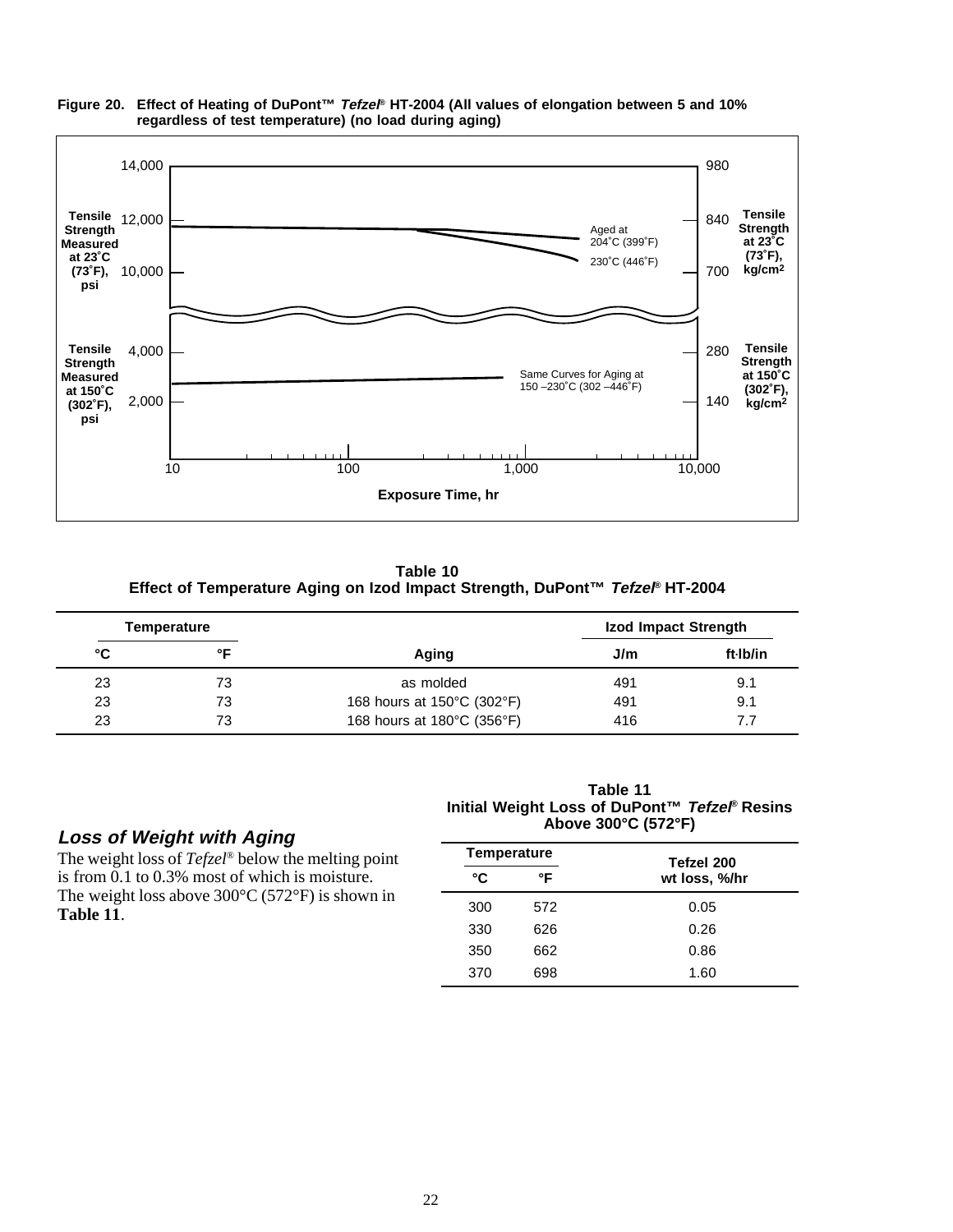**Figure 20. Effect of Heating of DuPont™ *Tefzel*® HT-2004 (All values of elongation between 5 and 10% regardless of test temperature) (no load during aging)**

Tensile Strength Measured at 23°C (73°F), psi: 14,000; 12,000; 10,000

Tensile Strength at 23°C (73°F), kg/cm²: 980; 840; 700

Aged at 204°C (399°F)

230°C (446°F)

Tensile Strength Measured at 150°C (302°F), psi: 4,000; 2,000

Tensile Strength at 150°C (302°F), kg/cm²: 280; 140

Same Curves for Aging at 150 –230°C (302 –446°F)

Exposure Time, hr: 10; 100; 1,000; 10,000

**Table 10**
**Effect of Temperature Aging on Izod Impact Strength, DuPont™ *Tefzel*® HT-2004**

| Temperature | | Aging | Izod Impact Strength | |
|---|---|---|---|---|
| °C | °F | | J/m | ft·lb/in |
| 23 | 73 | as molded | 491 | 9.1 |
| 23 | 73 | 168 hours at 150°C (302°F) | 491 | 9.1 |
| 23 | 73 | 168 hours at 180°C (356°F) | 416 | 7.7 |

## *Loss of Weight with Aging*

The weight loss of *Tefzel*® below the melting point is from 0.1 to 0.3% most of which is moisture. The weight loss above 300°C (572°F) is shown in **Table 11**.

**Table 11**
**Initial Weight Loss of DuPont™ *Tefzel*® Resins Above 300°C (572°F)**

| Temperature | | Tefzel 200 |
|---|---|---|
| °C | °F | wt loss, %/hr |
| 300 | 572 | 0.05 |
| 330 | 626 | 0.26 |
| 350 | 662 | 0.86 |
| 370 | 698 | 1.60 |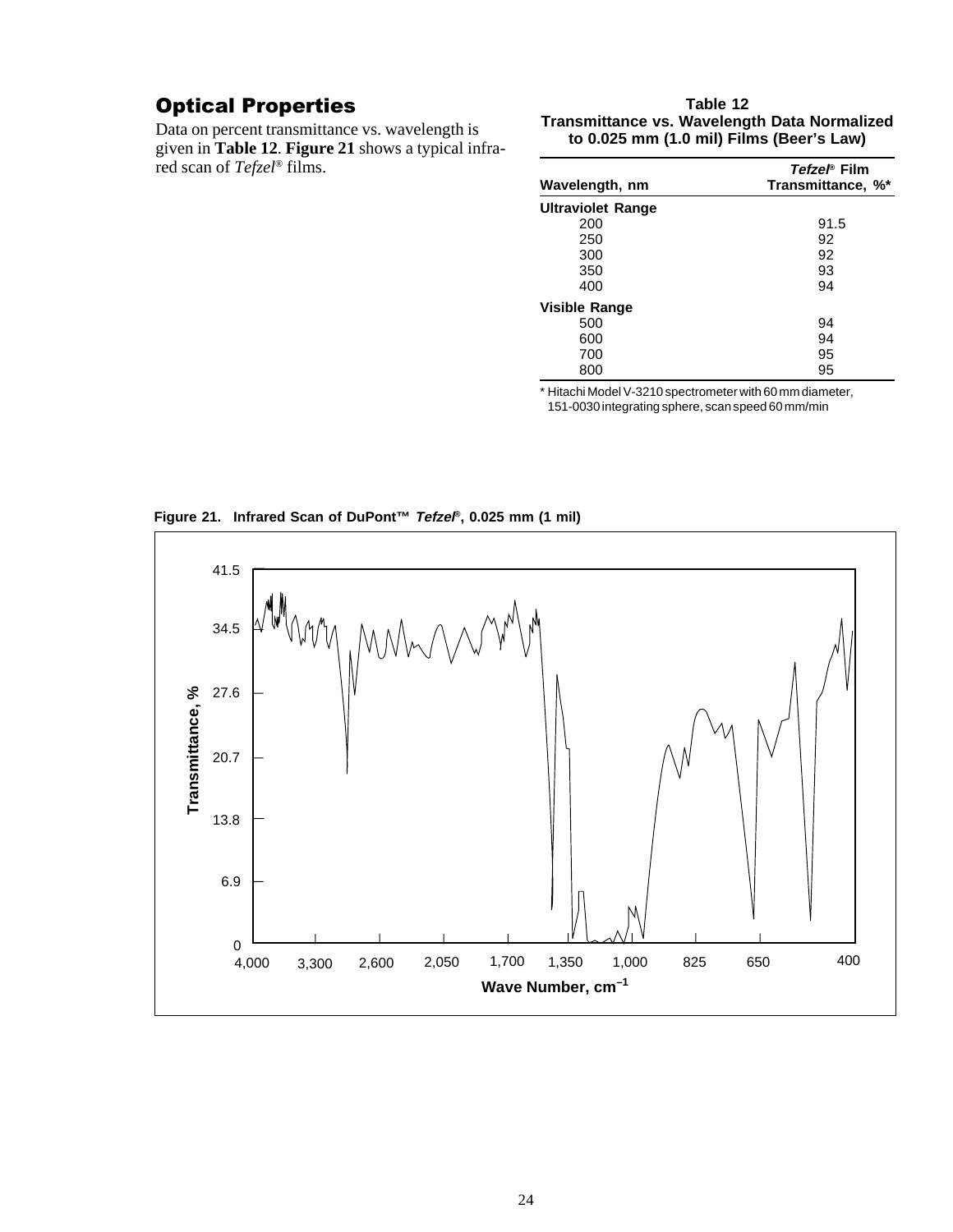## Optical Properties

Data on percent transmittance vs. wavelength is given in **Table 12**. **Figure 21** shows a typical infrared scan of *Tefzel*® films.

**Table 12**
**Transmittance vs. Wavelength Data Normalized to 0.025 mm (1.0 mil) Films (Beer's Law)**

| Wavelength, nm | *Tefzel*® Film Transmittance, %* |
|---|---|
| **Ultraviolet Range** | |
| 200 | 91.5 |
| 250 | 92 |
| 300 | 92 |
| 350 | 93 |
| 400 | 94 |
| **Visible Range** | |
| 500 | 94 |
| 600 | 94 |
| 700 | 95 |
| 800 | 95 |

\* Hitachi Model V-3210 spectrometer with 60 mm diameter, 151-0030 integrating sphere, scan speed 60 mm/min

**Figure 21. Infrared Scan of DuPont™ *Tefzel*®, 0.025 mm (1 mil)**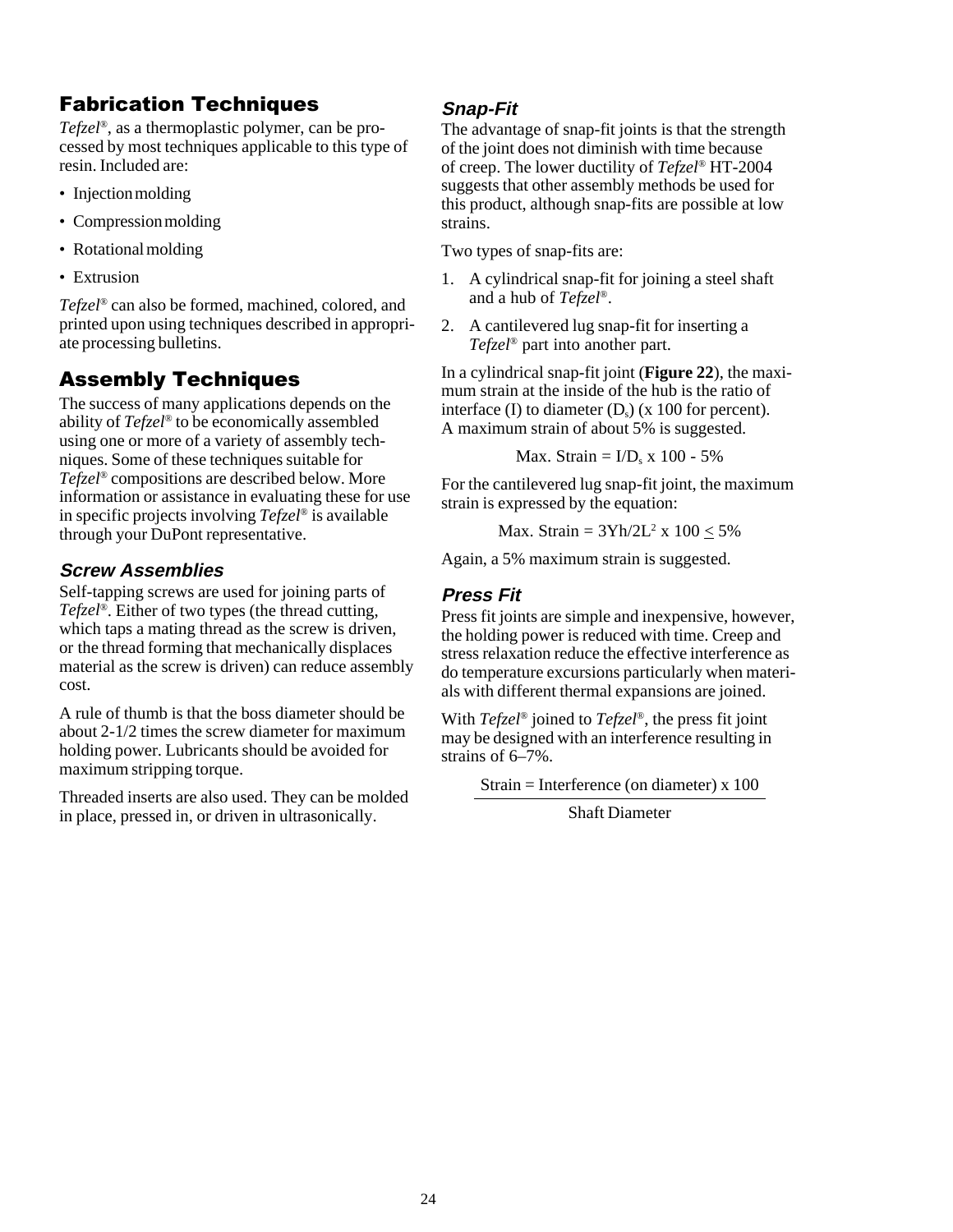## Fabrication Techniques

*Tefzel®*, as a thermoplastic polymer, can be processed by most techniques applicable to this type of resin. Included are:

- Injection molding
- Compression molding
- Rotational molding
- Extrusion

*Tefzel®* can also be formed, machined, colored, and printed upon using techniques described in appropriate processing bulletins.

## Assembly Techniques

The success of many applications depends on the ability of *Tefzel®* to be economically assembled using one or more of a variety of assembly techniques. Some of these techniques suitable for *Tefzel®* compositions are described below. More information or assistance in evaluating these for use in specific projects involving *Tefzel®* is available through your DuPont representative.

### Screw Assemblies

Self-tapping screws are used for joining parts of *Tefzel®*. Either of two types (the thread cutting, which taps a mating thread as the screw is driven, or the thread forming that mechanically displaces material as the screw is driven) can reduce assembly cost.

A rule of thumb is that the boss diameter should be about 2-1/2 times the screw diameter for maximum holding power. Lubricants should be avoided for maximum stripping torque.

Threaded inserts are also used. They can be molded in place, pressed in, or driven in ultrasonically.

### Snap-Fit

The advantage of snap-fit joints is that the strength of the joint does not diminish with time because of creep. The lower ductility of *Tefzel®* HT-2004 suggests that other assembly methods be used for this product, although snap-fits are possible at low strains.

Two types of snap-fits are:

1. A cylindrical snap-fit for joining a steel shaft and a hub of *Tefzel®*.
2. A cantilevered lug snap-fit for inserting a *Tefzel®* part into another part.

In a cylindrical snap-fit joint (**Figure 22**), the maximum strain at the inside of the hub is the ratio of interface (I) to diameter ($D_s$) (x 100 for percent). A maximum strain of about 5% is suggested.

$$\text{Max. Strain} = I/D_s \times 100 - 5\%$$

For the cantilevered lug snap-fit joint, the maximum strain is expressed by the equation:

$$\text{Max. Strain} = 3Yh/2L^2 \times 100 \leq 5\%$$

Again, a 5% maximum strain is suggested.

### Press Fit

Press fit joints are simple and inexpensive, however, the holding power is reduced with time. Creep and stress relaxation reduce the effective interference as do temperature excursions particularly when materials with different thermal expansions are joined.

With *Tefzel®* joined to *Tefzel®*, the press fit joint may be designed with an interference resulting in strains of 6–7%.

$$\text{Strain} = \frac{\text{Interference (on diameter)} \times 100}{\text{Shaft Diameter}}$$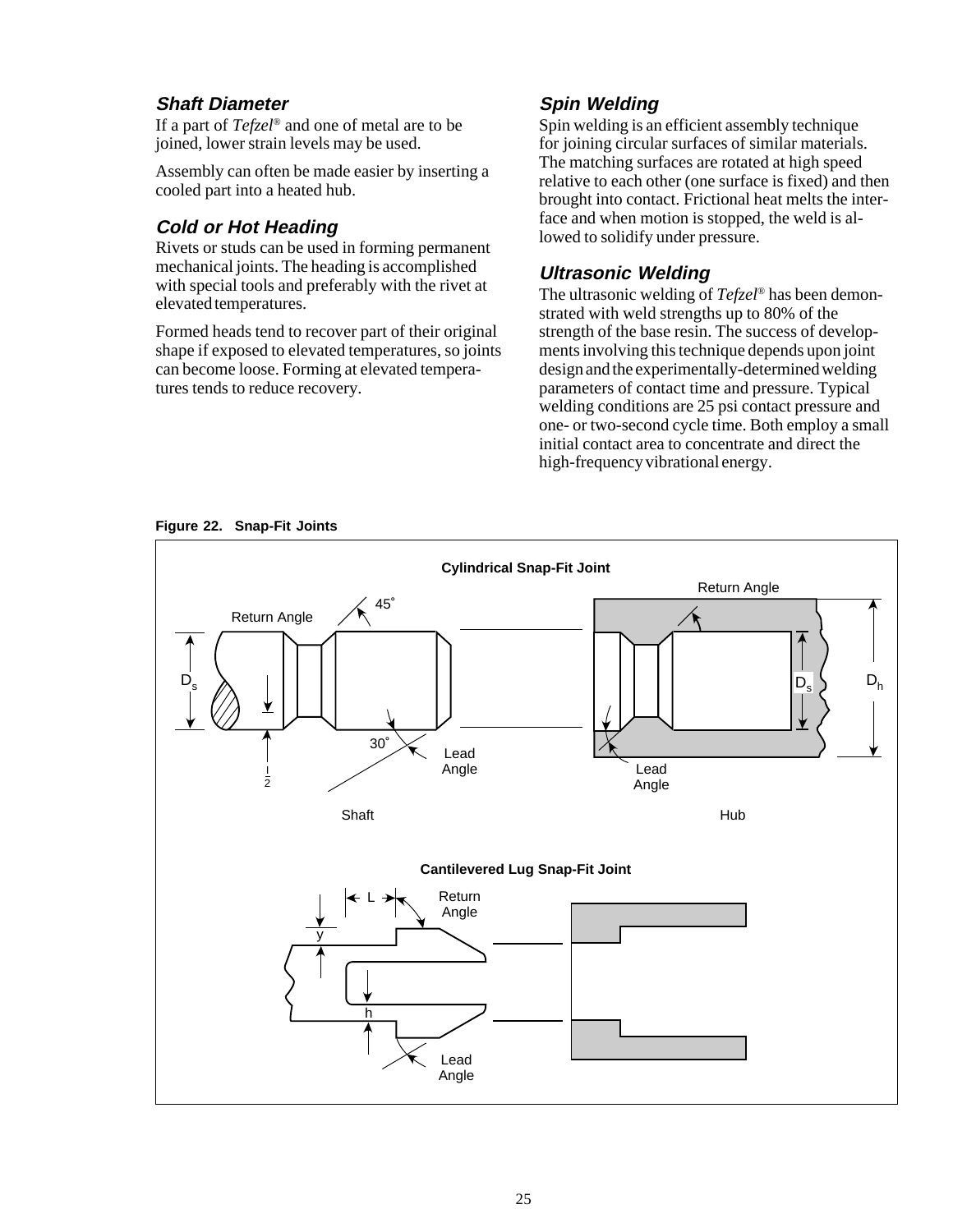### *Shaft Diameter*

If a part of *Tefzel*® and one of metal are to be joined, lower strain levels may be used.

Assembly can often be made easier by inserting a cooled part into a heated hub.

### *Cold or Hot Heading*

Rivets or studs can be used in forming permanent mechanical joints. The heading is accomplished with special tools and preferably with the rivet at elevated temperatures.

Formed heads tend to recover part of their original shape if exposed to elevated temperatures, so joints can become loose. Forming at elevated temperatures tends to reduce recovery.

### *Spin Welding*

Spin welding is an efficient assembly technique for joining circular surfaces of similar materials. The matching surfaces are rotated at high speed relative to each other (one surface is fixed) and then brought into contact. Frictional heat melts the interface and when motion is stopped, the weld is allowed to solidify under pressure.

### *Ultrasonic Welding*

The ultrasonic welding of *Tefzel*® has been demonstrated with weld strengths up to 80% of the strength of the base resin. The success of developments involving this technique depends upon joint design and the experimentally-determined welding parameters of contact time and pressure. Typical welding conditions are 25 psi contact pressure and one- or two-second cycle time. Both employ a small initial contact area to concentrate and direct the high-frequency vibrational energy.

**Figure 22. Snap-Fit Joints**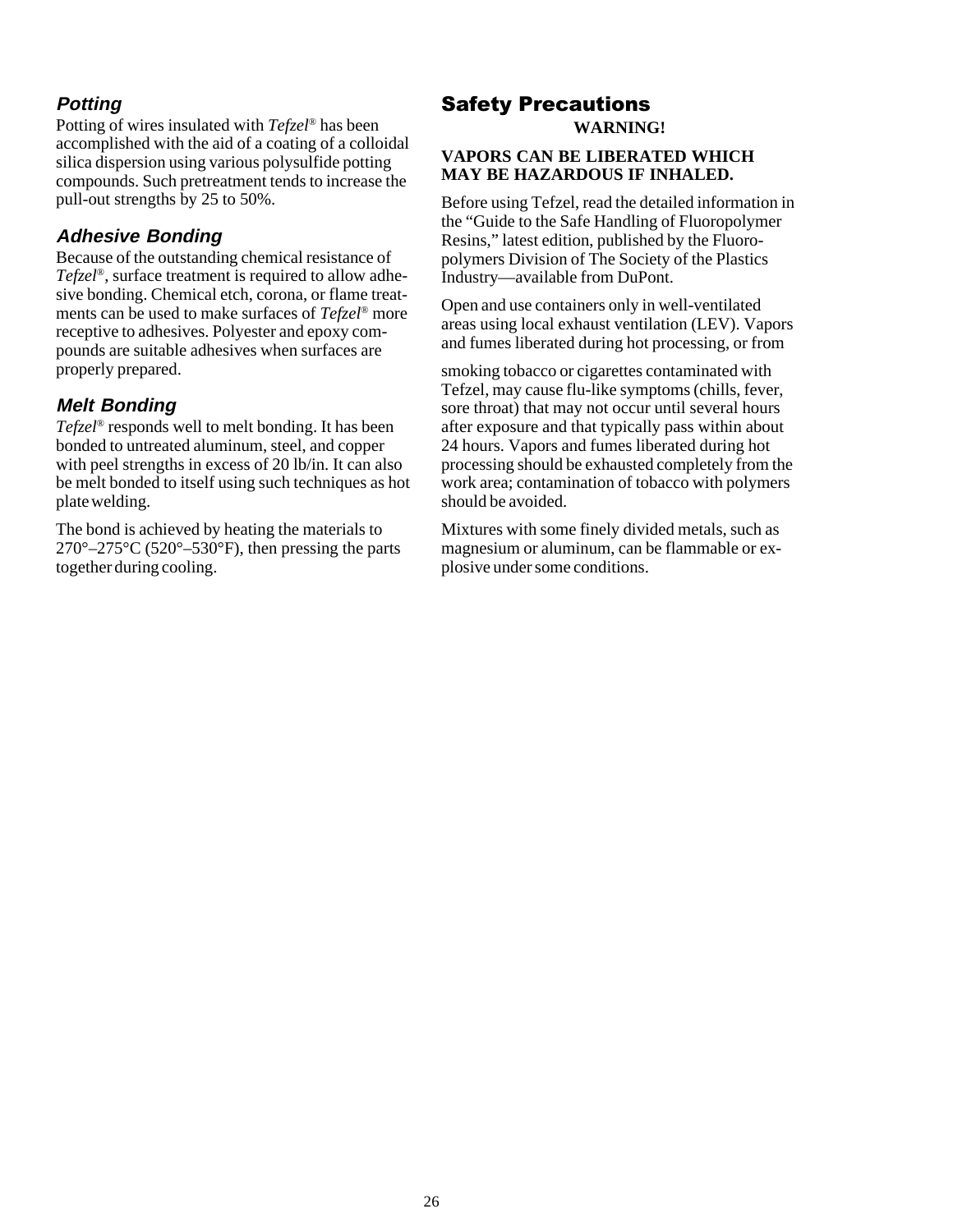### *Potting*

Potting of wires insulated with *Tefzel*® has been accomplished with the aid of a coating of a colloidal silica dispersion using various polysulfide potting compounds. Such pretreatment tends to increase the pull-out strengths by 25 to 50%.

### *Adhesive Bonding*

Because of the outstanding chemical resistance of *Tefzel*®, surface treatment is required to allow adhesive bonding. Chemical etch, corona, or flame treatments can be used to make surfaces of *Tefzel*® more receptive to adhesives. Polyester and epoxy compounds are suitable adhesives when surfaces are properly prepared.

### *Melt Bonding*

*Tefzel*® responds well to melt bonding. It has been bonded to untreated aluminum, steel, and copper with peel strengths in excess of 20 lb/in. It can also be melt bonded to itself using such techniques as hot plate welding.

The bond is achieved by heating the materials to 270°–275°C (520°–530°F), then pressing the parts together during cooling.

## Safety Precautions

**WARNING!**

**VAPORS CAN BE LIBERATED WHICH MAY BE HAZARDOUS IF INHALED.**

Before using Tefzel, read the detailed information in the "Guide to the Safe Handling of Fluoropolymer Resins," latest edition, published by the Fluoropolymers Division of The Society of the Plastics Industry—available from DuPont.

Open and use containers only in well-ventilated areas using local exhaust ventilation (LEV). Vapors and fumes liberated during hot processing, or from smoking tobacco or cigarettes contaminated with Tefzel, may cause flu-like symptoms (chills, fever, sore throat) that may not occur until several hours after exposure and that typically pass within about 24 hours. Vapors and fumes liberated during hot processing should be exhausted completely from the work area; contamination of tobacco with polymers should be avoided.

Mixtures with some finely divided metals, such as magnesium or aluminum, can be flammable or explosive under some conditions.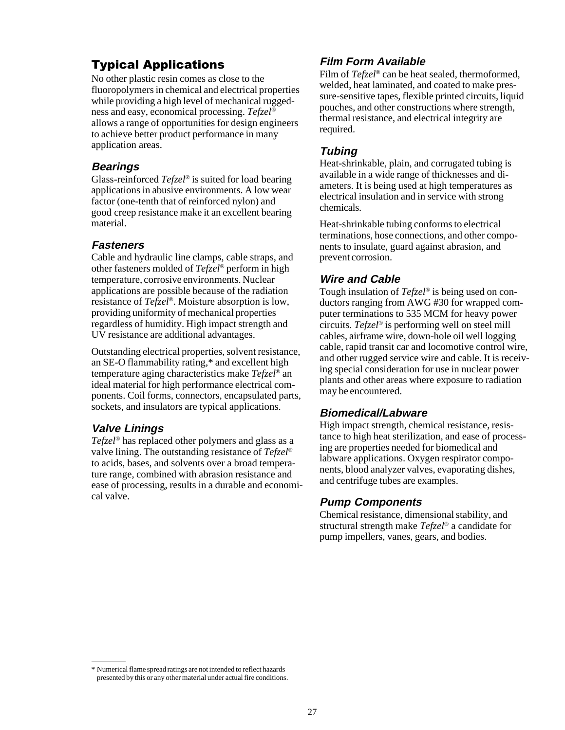## Typical Applications

No other plastic resin comes as close to the fluoropolymers in chemical and electrical properties while providing a high level of mechanical ruggedness and easy, economical processing. *Tefzel*® allows a range of opportunities for design engineers to achieve better product performance in many application areas.

### *Bearings*

Glass-reinforced *Tefzel*® is suited for load bearing applications in abusive environments. A low wear factor (one-tenth that of reinforced nylon) and good creep resistance make it an excellent bearing material.

### *Fasteners*

Cable and hydraulic line clamps, cable straps, and other fasteners molded of *Tefzel*® perform in high temperature, corrosive environments. Nuclear applications are possible because of the radiation resistance of *Tefzel*®. Moisture absorption is low, providing uniformity of mechanical properties regardless of humidity. High impact strength and UV resistance are additional advantages.

Outstanding electrical properties, solvent resistance, an SE-O flammability rating,* and excellent high temperature aging characteristics make *Tefzel*® an ideal material for high performance electrical components. Coil forms, connectors, encapsulated parts, sockets, and insulators are typical applications.

### *Valve Linings*

*Tefzel*® has replaced other polymers and glass as a valve lining. The outstanding resistance of *Tefzel*® to acids, bases, and solvents over a broad temperature range, combined with abrasion resistance and ease of processing, results in a durable and economical valve.

### *Film Form Available*

Film of *Tefzel*® can be heat sealed, thermoformed, welded, heat laminated, and coated to make pressure-sensitive tapes, flexible printed circuits, liquid pouches, and other constructions where strength, thermal resistance, and electrical integrity are required.

### *Tubing*

Heat-shrinkable, plain, and corrugated tubing is available in a wide range of thicknesses and diameters. It is being used at high temperatures as electrical insulation and in service with strong chemicals.

Heat-shrinkable tubing conforms to electrical terminations, hose connections, and other components to insulate, guard against abrasion, and prevent corrosion.

### *Wire and Cable*

Tough insulation of *Tefzel*® is being used on conductors ranging from AWG #30 for wrapped computer terminations to 535 MCM for heavy power circuits. *Tefzel*® is performing well on steel mill cables, airframe wire, down-hole oil well logging cable, rapid transit car and locomotive control wire, and other rugged service wire and cable. It is receiving special consideration for use in nuclear power plants and other areas where exposure to radiation may be encountered.

### *Biomedical/Labware*

High impact strength, chemical resistance, resistance to high heat sterilization, and ease of processing are properties needed for biomedical and labware applications. Oxygen respirator components, blood analyzer valves, evaporating dishes, and centrifuge tubes are examples.

### *Pump Components*

Chemical resistance, dimensional stability, and structural strength make *Tefzel*® a candidate for pump impellers, vanes, gears, and bodies.

---

* Numerical flame spread ratings are not intended to reflect hazards presented by this or any other material under actual fire conditions.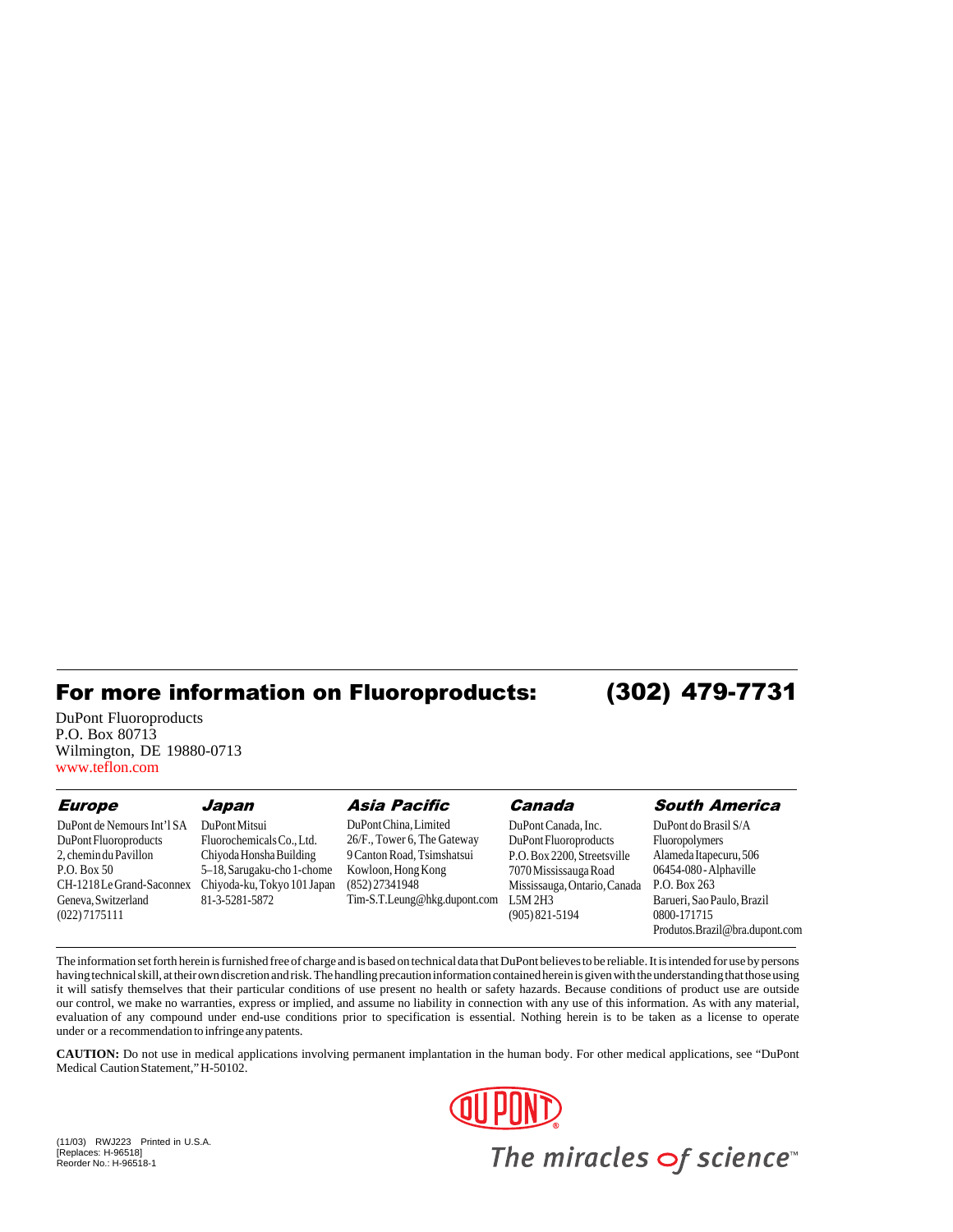## For more information on Fluoroproducts: (302) 479-7731

DuPont Fluoroproducts
P.O. Box 80713
Wilmington, DE 19880-0713
www.teflon.com

### Europe

DuPont de Nemours Int'l SA
DuPont Fluoroproducts
2, chemin du Pavillon
P.O. Box 50
CH-1218 Le Grand-Saconnex
Geneva, Switzerland
(022) 7175111

### Japan

DuPont Mitsui
Fluorochemicals Co., Ltd.
Chiyoda Honsha Building
5–18, Sarugaku-cho 1-chome
Chiyoda-ku, Tokyo 101 Japan
81-3-5281-5872

### Asia Pacific

DuPont China, Limited
26/F., Tower 6, The Gateway
9 Canton Road, Tsimshatsui
Kowloon, Hong Kong
(852) 27341948
Tim-S.T.Leung@hkg.dupont.com

### Canada

DuPont Canada, Inc.
DuPont Fluoroproducts
P.O. Box 2200, Streetsville
7070 Mississauga Road
Mississauga, Ontario, Canada
L5M 2H3
(905) 821-5194

### South America

DuPont do Brasil S/A
Fluoropolymers
Alameda Itapecuru, 506
06454-080 - Alphaville
P.O. Box 263
Barueri, Sao Paulo, Brazil
0800-171715
Produtos.Brazil@bra.dupont.com

The information set forth herein is furnished free of charge and is based on technical data that DuPont believes to be reliable. It is intended for use by persons having technical skill, at their own discretion and risk. The handling precaution information contained herein is given with the understanding that those using it will satisfy themselves that their particular conditions of use present no health or safety hazards. Because conditions of product use are outside our control, we make no warranties, express or implied, and assume no liability in connection with any use of this information. As with any material, evaluation of any compound under end-use conditions prior to specification is essential. Nothing herein is to be taken as a license to operate under or a recommendation to infringe any patents.

**CAUTION:** Do not use in medical applications involving permanent implantation in the human body. For other medical applications, see "DuPont Medical Caution Statement," H-50102.

DUPONT®
The miracles of science™

(11/03) RWJ223 Printed in U.S.A.
[Replaces: H-96518]
Reorder No.: H-96518-1